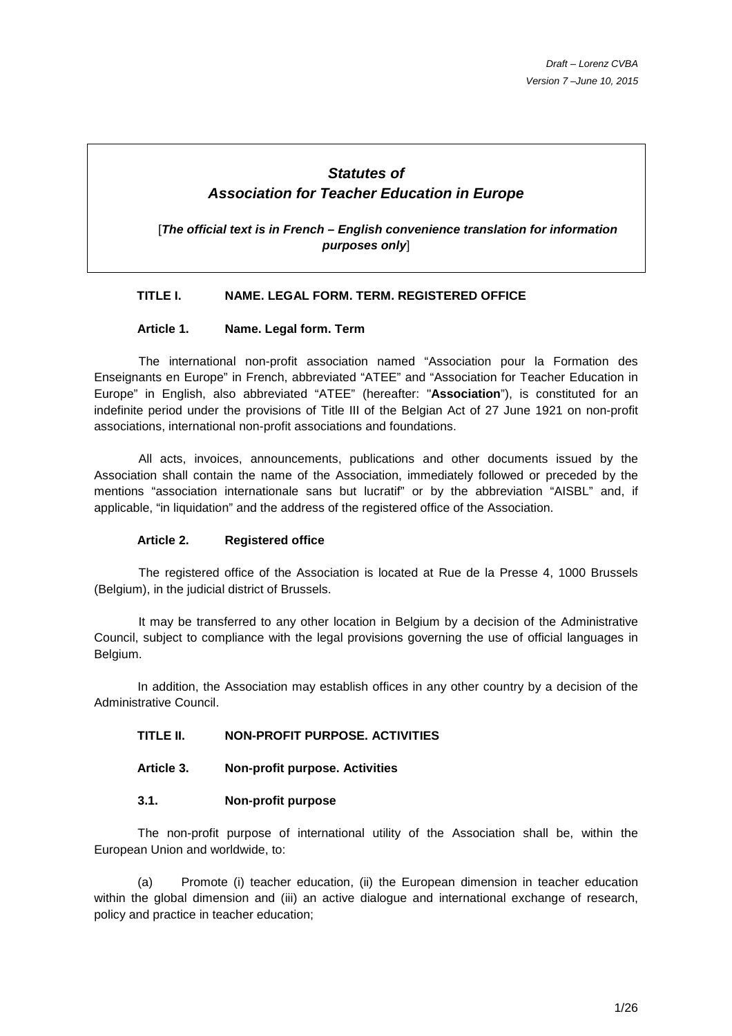*Draft – Lorenz CVBA*
*Version 7 –June 10, 2015*

# *Statutes of Association for Teacher Education in Europe*

[***The official text is in French – English convenience translation for information purposes only***]

## TITLE I. NAME. LEGAL FORM. TERM. REGISTERED OFFICE

### Article 1. Name. Legal form. Term

The international non-profit association named "Association pour la Formation des Enseignants en Europe" in French, abbreviated "ATEE" and "Association for Teacher Education in Europe" in English, also abbreviated "ATEE" (hereafter: "**Association**"), is constituted for an indefinite period under the provisions of Title III of the Belgian Act of 27 June 1921 on non-profit associations, international non-profit associations and foundations.

All acts, invoices, announcements, publications and other documents issued by the Association shall contain the name of the Association, immediately followed or preceded by the mentions "association internationale sans but lucratif" or by the abbreviation "AISBL" and, if applicable, "in liquidation" and the address of the registered office of the Association.

### Article 2. Registered office

The registered office of the Association is located at Rue de la Presse 4, 1000 Brussels (Belgium), in the judicial district of Brussels.

It may be transferred to any other location in Belgium by a decision of the Administrative Council, subject to compliance with the legal provisions governing the use of official languages in Belgium.

In addition, the Association may establish offices in any other country by a decision of the Administrative Council.

## TITLE II. NON-PROFIT PURPOSE. ACTIVITIES

### Article 3. Non-profit purpose. Activities

#### 3.1. Non-profit purpose

The non-profit purpose of international utility of the Association shall be, within the European Union and worldwide, to:

(a) Promote (i) teacher education, (ii) the European dimension in teacher education within the global dimension and (iii) an active dialogue and international exchange of research, policy and practice in teacher education;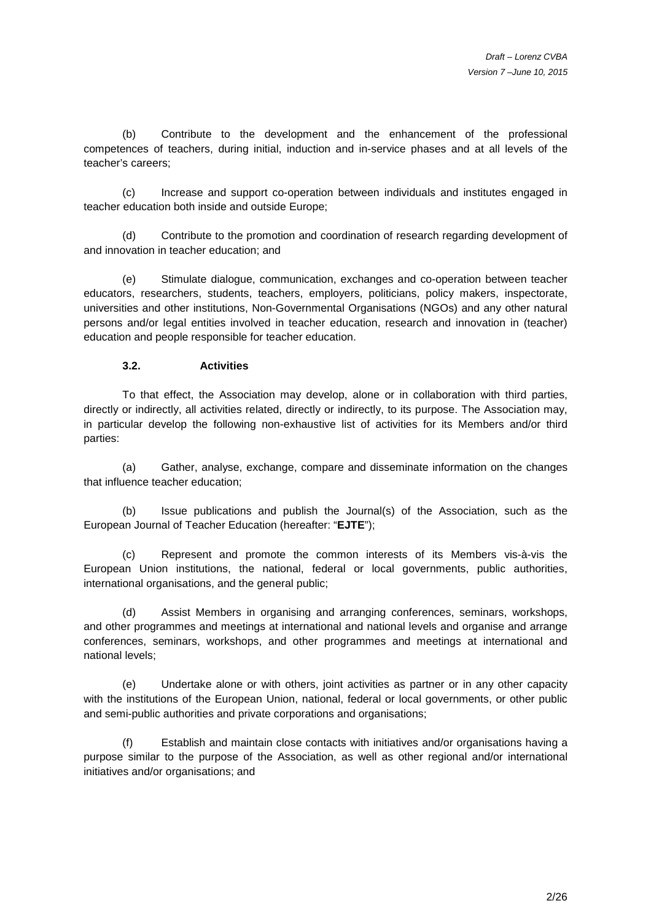(b) Contribute to the development and the enhancement of the professional competences of teachers, during initial, induction and in-service phases and at all levels of the teacher's careers;

(c) Increase and support co-operation between individuals and institutes engaged in teacher education both inside and outside Europe;

(d) Contribute to the promotion and coordination of research regarding development of and innovation in teacher education; and

(e) Stimulate dialogue, communication, exchanges and co-operation between teacher educators, researchers, students, teachers, employers, politicians, policy makers, inspectorate, universities and other institutions, Non-Governmental Organisations (NGOs) and any other natural persons and/or legal entities involved in teacher education, research and innovation in (teacher) education and people responsible for teacher education.

**3.2. Activities**

To that effect, the Association may develop, alone or in collaboration with third parties, directly or indirectly, all activities related, directly or indirectly, to its purpose. The Association may, in particular develop the following non-exhaustive list of activities for its Members and/or third parties:

(a) Gather, analyse, exchange, compare and disseminate information on the changes that influence teacher education;

(b) Issue publications and publish the Journal(s) of the Association, such as the European Journal of Teacher Education (hereafter: "**EJTE**");

(c) Represent and promote the common interests of its Members vis-à-vis the European Union institutions, the national, federal or local governments, public authorities, international organisations, and the general public;

(d) Assist Members in organising and arranging conferences, seminars, workshops, and other programmes and meetings at international and national levels and organise and arrange conferences, seminars, workshops, and other programmes and meetings at international and national levels;

(e) Undertake alone or with others, joint activities as partner or in any other capacity with the institutions of the European Union, national, federal or local governments, or other public and semi-public authorities and private corporations and organisations;

(f) Establish and maintain close contacts with initiatives and/or organisations having a purpose similar to the purpose of the Association, as well as other regional and/or international initiatives and/or organisations; and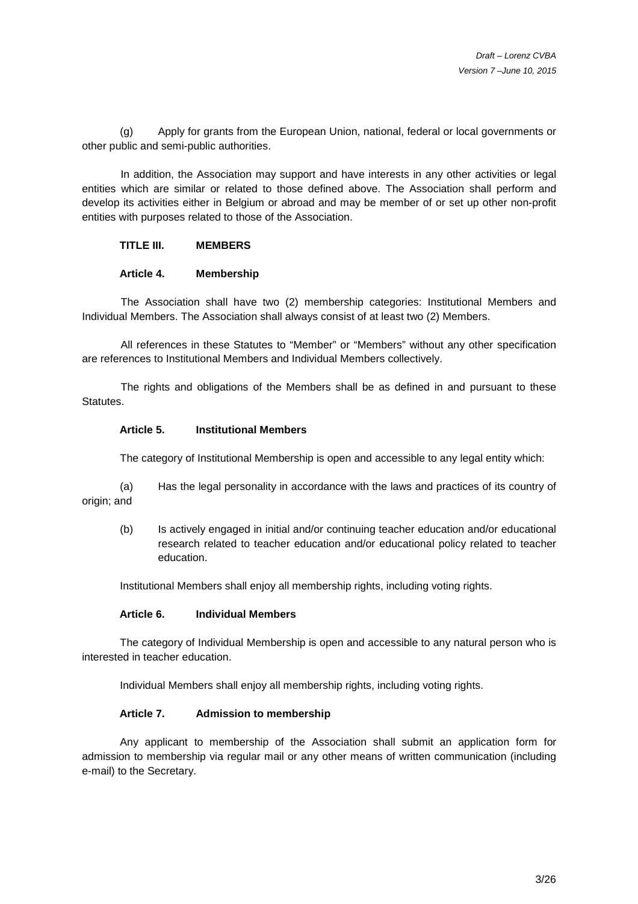(g) Apply for grants from the European Union, national, federal or local governments or other public and semi-public authorities.

In addition, the Association may support and have interests in any other activities or legal entities which are similar or related to those defined above. The Association shall perform and develop its activities either in Belgium or abroad and may be member of or set up other non-profit entities with purposes related to those of the Association.

## TITLE III. MEMBERS

### Article 4. Membership

The Association shall have two (2) membership categories: Institutional Members and Individual Members. The Association shall always consist of at least two (2) Members.

All references in these Statutes to "Member" or "Members" without any other specification are references to Institutional Members and Individual Members collectively.

The rights and obligations of the Members shall be as defined in and pursuant to these Statutes.

### Article 5. Institutional Members

The category of Institutional Membership is open and accessible to any legal entity which:

(a) Has the legal personality in accordance with the laws and practices of its country of origin; and

(b) Is actively engaged in initial and/or continuing teacher education and/or educational research related to teacher education and/or educational policy related to teacher education.

Institutional Members shall enjoy all membership rights, including voting rights.

### Article 6. Individual Members

The category of Individual Membership is open and accessible to any natural person who is interested in teacher education.

Individual Members shall enjoy all membership rights, including voting rights.

### Article 7. Admission to membership

Any applicant to membership of the Association shall submit an application form for admission to membership via regular mail or any other means of written communication (including e-mail) to the Secretary.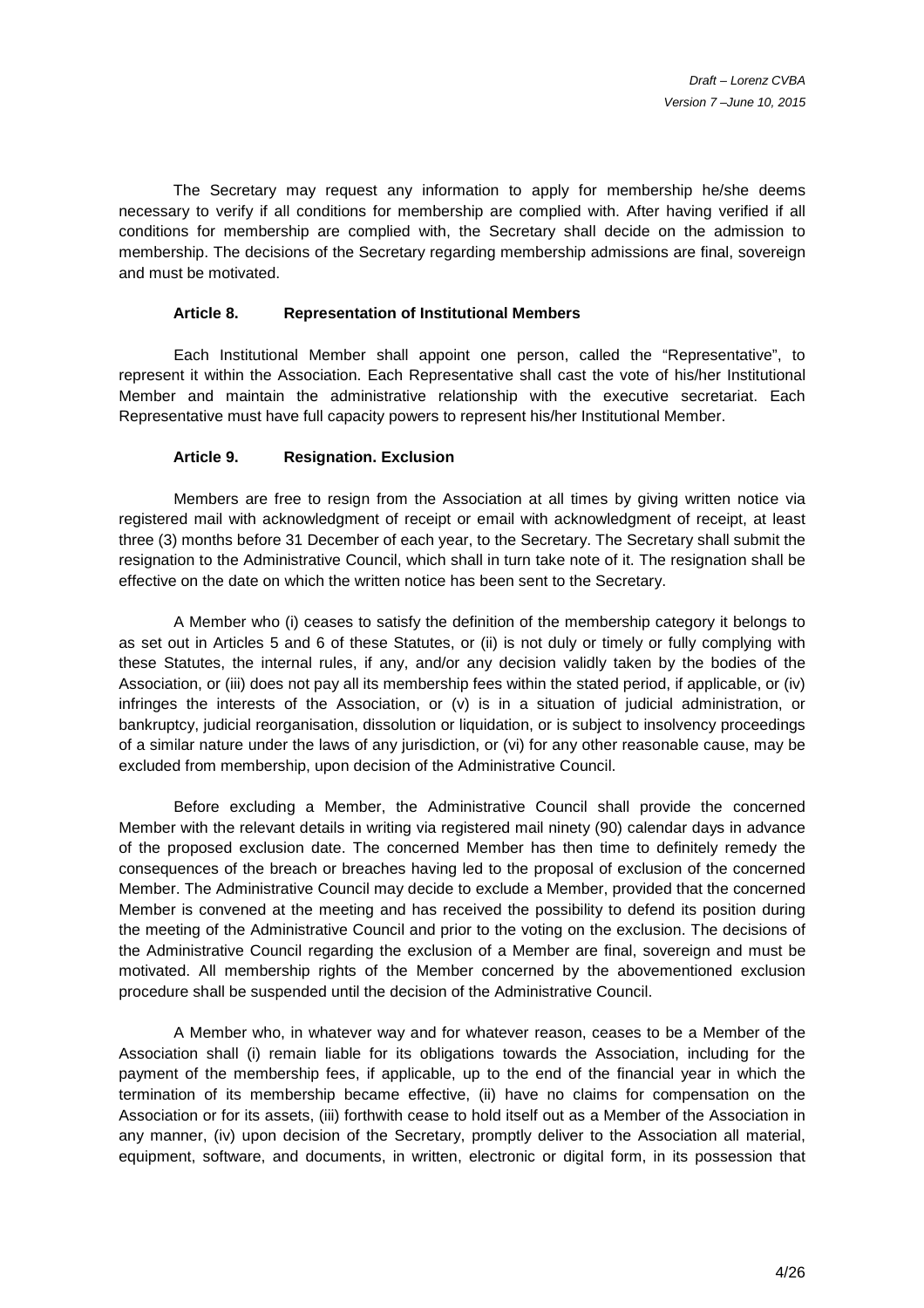The Secretary may request any information to apply for membership he/she deems necessary to verify if all conditions for membership are complied with. After having verified if all conditions for membership are complied with, the Secretary shall decide on the admission to membership. The decisions of the Secretary regarding membership admissions are final, sovereign and must be motivated.

### Article 8. Representation of Institutional Members

Each Institutional Member shall appoint one person, called the "Representative", to represent it within the Association. Each Representative shall cast the vote of his/her Institutional Member and maintain the administrative relationship with the executive secretariat. Each Representative must have full capacity powers to represent his/her Institutional Member.

### Article 9. Resignation. Exclusion

Members are free to resign from the Association at all times by giving written notice via registered mail with acknowledgment of receipt or email with acknowledgment of receipt, at least three (3) months before 31 December of each year, to the Secretary. The Secretary shall submit the resignation to the Administrative Council, which shall in turn take note of it. The resignation shall be effective on the date on which the written notice has been sent to the Secretary.

A Member who (i) ceases to satisfy the definition of the membership category it belongs to as set out in Articles 5 and 6 of these Statutes, or (ii) is not duly or timely or fully complying with these Statutes, the internal rules, if any, and/or any decision validly taken by the bodies of the Association, or (iii) does not pay all its membership fees within the stated period, if applicable, or (iv) infringes the interests of the Association, or (v) is in a situation of judicial administration, or bankruptcy, judicial reorganisation, dissolution or liquidation, or is subject to insolvency proceedings of a similar nature under the laws of any jurisdiction, or (vi) for any other reasonable cause, may be excluded from membership, upon decision of the Administrative Council.

Before excluding a Member, the Administrative Council shall provide the concerned Member with the relevant details in writing via registered mail ninety (90) calendar days in advance of the proposed exclusion date. The concerned Member has then time to definitely remedy the consequences of the breach or breaches having led to the proposal of exclusion of the concerned Member. The Administrative Council may decide to exclude a Member, provided that the concerned Member is convened at the meeting and has received the possibility to defend its position during the meeting of the Administrative Council and prior to the voting on the exclusion. The decisions of the Administrative Council regarding the exclusion of a Member are final, sovereign and must be motivated. All membership rights of the Member concerned by the abovementioned exclusion procedure shall be suspended until the decision of the Administrative Council.

A Member who, in whatever way and for whatever reason, ceases to be a Member of the Association shall (i) remain liable for its obligations towards the Association, including for the payment of the membership fees, if applicable, up to the end of the financial year in which the termination of its membership became effective, (ii) have no claims for compensation on the Association or for its assets, (iii) forthwith cease to hold itself out as a Member of the Association in any manner, (iv) upon decision of the Secretary, promptly deliver to the Association all material, equipment, software, and documents, in written, electronic or digital form, in its possession that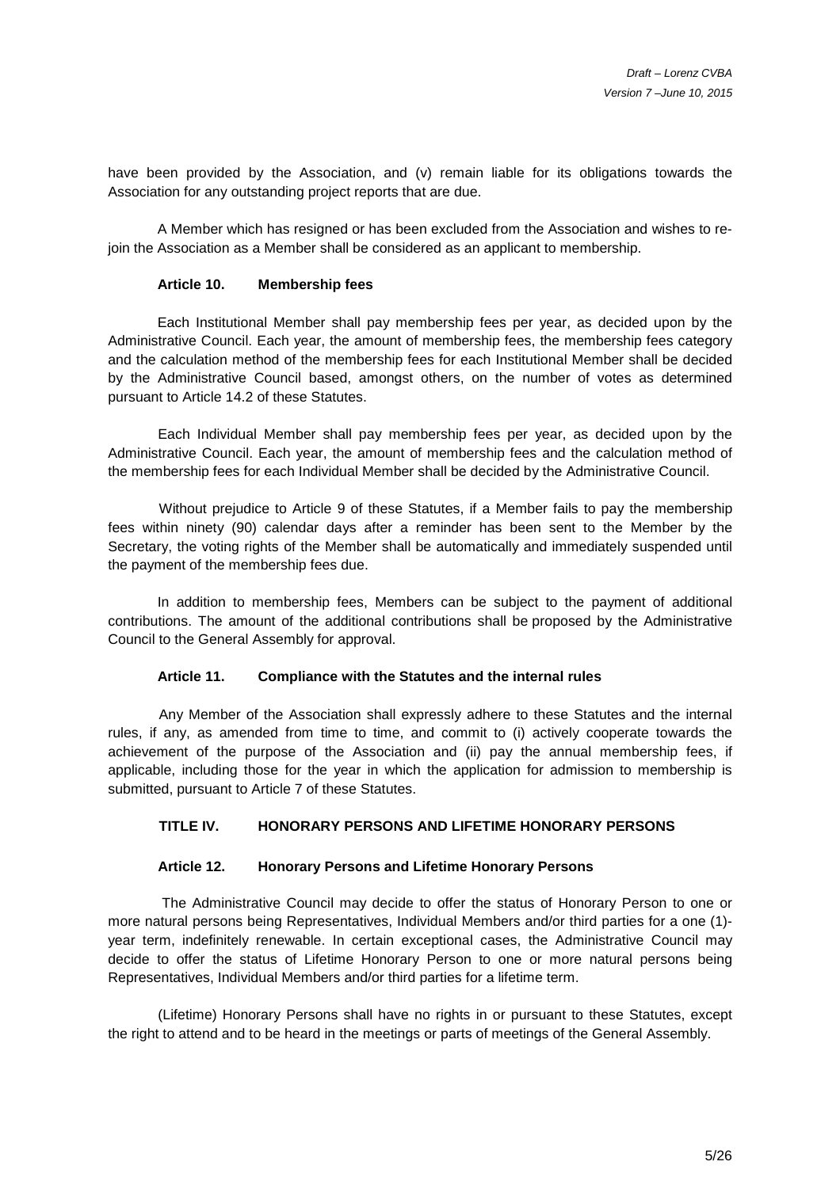have been provided by the Association, and (v) remain liable for its obligations towards the Association for any outstanding project reports that are due.

A Member which has resigned or has been excluded from the Association and wishes to re-join the Association as a Member shall be considered as an applicant to membership.

### Article 10. Membership fees

Each Institutional Member shall pay membership fees per year, as decided upon by the Administrative Council. Each year, the amount of membership fees, the membership fees category and the calculation method of the membership fees for each Institutional Member shall be decided by the Administrative Council based, amongst others, on the number of votes as determined pursuant to Article 14.2 of these Statutes.

Each Individual Member shall pay membership fees per year, as decided upon by the Administrative Council. Each year, the amount of membership fees and the calculation method of the membership fees for each Individual Member shall be decided by the Administrative Council.

Without prejudice to Article 9 of these Statutes, if a Member fails to pay the membership fees within ninety (90) calendar days after a reminder has been sent to the Member by the Secretary, the voting rights of the Member shall be automatically and immediately suspended until the payment of the membership fees due.

In addition to membership fees, Members can be subject to the payment of additional contributions. The amount of the additional contributions shall be proposed by the Administrative Council to the General Assembly for approval.

### Article 11. Compliance with the Statutes and the internal rules

Any Member of the Association shall expressly adhere to these Statutes and the internal rules, if any, as amended from time to time, and commit to (i) actively cooperate towards the achievement of the purpose of the Association and (ii) pay the annual membership fees, if applicable, including those for the year in which the application for admission to membership is submitted, pursuant to Article 7 of these Statutes.

## TITLE IV. HONORARY PERSONS AND LIFETIME HONORARY PERSONS

### Article 12. Honorary Persons and Lifetime Honorary Persons

The Administrative Council may decide to offer the status of Honorary Person to one or more natural persons being Representatives, Individual Members and/or third parties for a one (1)-year term, indefinitely renewable. In certain exceptional cases, the Administrative Council may decide to offer the status of Lifetime Honorary Person to one or more natural persons being Representatives, Individual Members and/or third parties for a lifetime term.

(Lifetime) Honorary Persons shall have no rights in or pursuant to these Statutes, except the right to attend and to be heard in the meetings or parts of meetings of the General Assembly.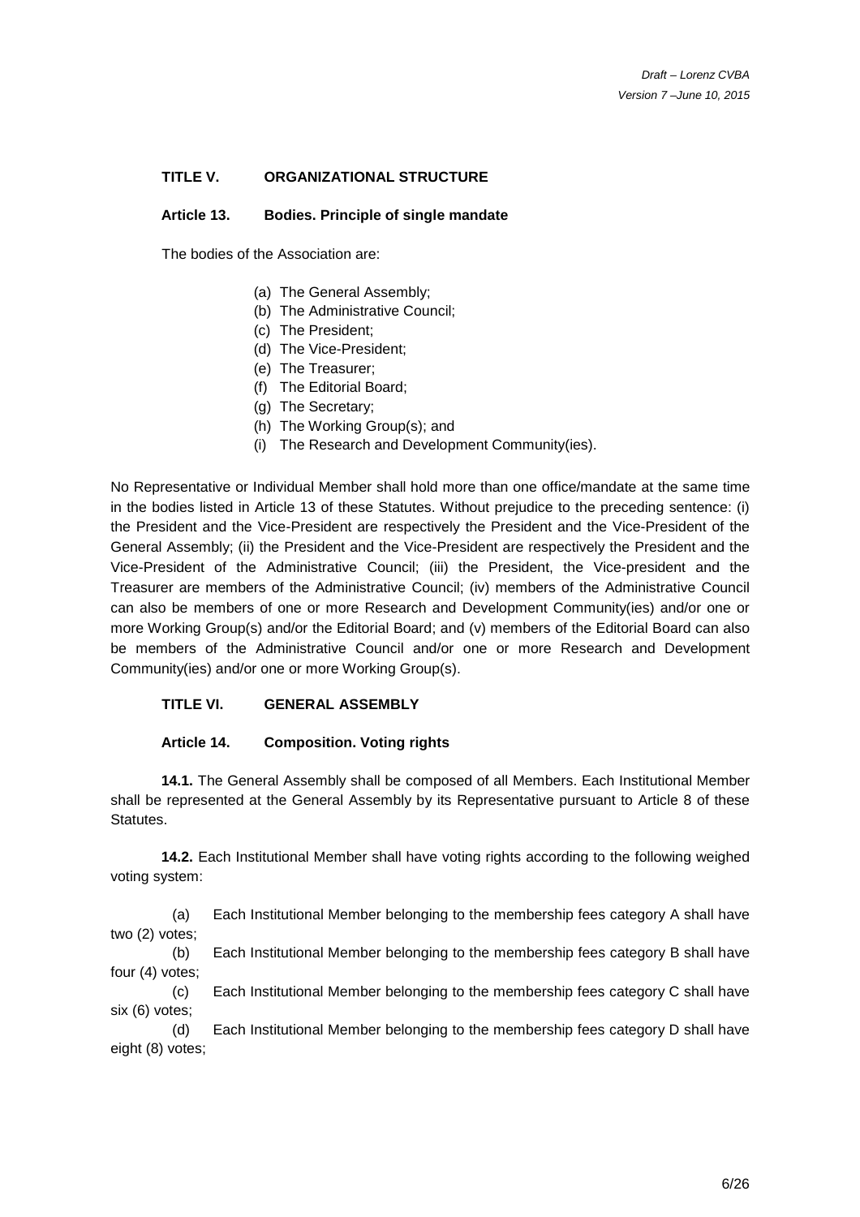## TITLE V. ORGANIZATIONAL STRUCTURE

### Article 13. Bodies. Principle of single mandate

The bodies of the Association are:

(a) The General Assembly;
(b) The Administrative Council;
(c) The President;
(d) The Vice-President;
(e) The Treasurer;
(f) The Editorial Board;
(g) The Secretary;
(h) The Working Group(s); and
(i) The Research and Development Community(ies).

No Representative or Individual Member shall hold more than one office/mandate at the same time in the bodies listed in Article 13 of these Statutes. Without prejudice to the preceding sentence: (i) the President and the Vice-President are respectively the President and the Vice-President of the General Assembly; (ii) the President and the Vice-President are respectively the President and the Vice-President of the Administrative Council; (iii) the President, the Vice-president and the Treasurer are members of the Administrative Council; (iv) members of the Administrative Council can also be members of one or more Research and Development Community(ies) and/or one or more Working Group(s) and/or the Editorial Board; and (v) members of the Editorial Board can also be members of the Administrative Council and/or one or more Research and Development Community(ies) and/or one or more Working Group(s).

## TITLE VI. GENERAL ASSEMBLY

### Article 14. Composition. Voting rights

**14.1.** The General Assembly shall be composed of all Members. Each Institutional Member shall be represented at the General Assembly by its Representative pursuant to Article 8 of these Statutes.

**14.2.** Each Institutional Member shall have voting rights according to the following weighed voting system:

(a) Each Institutional Member belonging to the membership fees category A shall have two (2) votes;

(b) Each Institutional Member belonging to the membership fees category B shall have four (4) votes;

(c) Each Institutional Member belonging to the membership fees category C shall have six (6) votes;

(d) Each Institutional Member belonging to the membership fees category D shall have eight (8) votes;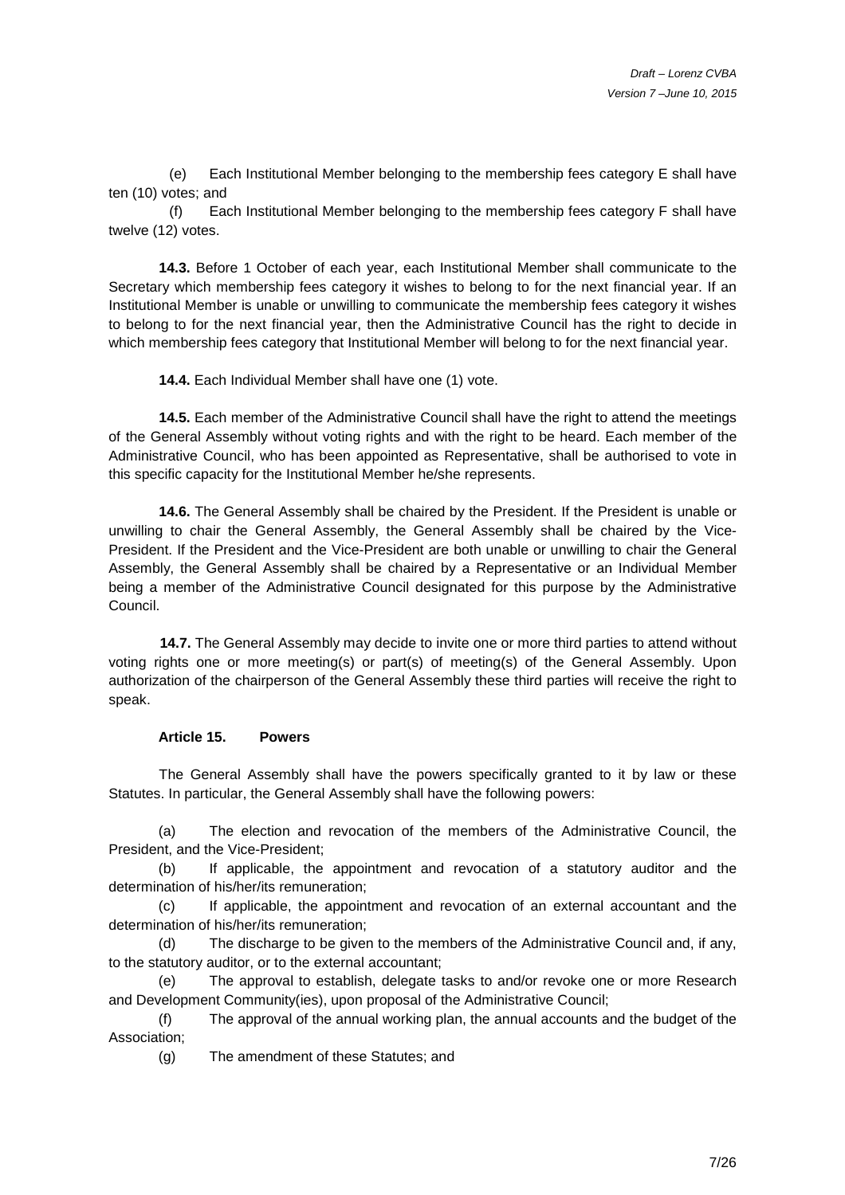(e) Each Institutional Member belonging to the membership fees category E shall have ten (10) votes; and

(f) Each Institutional Member belonging to the membership fees category F shall have twelve (12) votes.

**14.3.** Before 1 October of each year, each Institutional Member shall communicate to the Secretary which membership fees category it wishes to belong to for the next financial year. If an Institutional Member is unable or unwilling to communicate the membership fees category it wishes to belong to for the next financial year, then the Administrative Council has the right to decide in which membership fees category that Institutional Member will belong to for the next financial year.

**14.4.** Each Individual Member shall have one (1) vote.

**14.5.** Each member of the Administrative Council shall have the right to attend the meetings of the General Assembly without voting rights and with the right to be heard. Each member of the Administrative Council, who has been appointed as Representative, shall be authorised to vote in this specific capacity for the Institutional Member he/she represents.

**14.6.** The General Assembly shall be chaired by the President. If the President is unable or unwilling to chair the General Assembly, the General Assembly shall be chaired by the Vice-President. If the President and the Vice-President are both unable or unwilling to chair the General Assembly, the General Assembly shall be chaired by a Representative or an Individual Member being a member of the Administrative Council designated for this purpose by the Administrative Council.

**14.7.** The General Assembly may decide to invite one or more third parties to attend without voting rights one or more meeting(s) or part(s) of meeting(s) of the General Assembly. Upon authorization of the chairperson of the General Assembly these third parties will receive the right to speak.

**Article 15. Powers**

The General Assembly shall have the powers specifically granted to it by law or these Statutes. In particular, the General Assembly shall have the following powers:

(a) The election and revocation of the members of the Administrative Council, the President, and the Vice-President;

(b) If applicable, the appointment and revocation of a statutory auditor and the determination of his/her/its remuneration;

(c) If applicable, the appointment and revocation of an external accountant and the determination of his/her/its remuneration;

(d) The discharge to be given to the members of the Administrative Council and, if any, to the statutory auditor, or to the external accountant;

(e) The approval to establish, delegate tasks to and/or revoke one or more Research and Development Community(ies), upon proposal of the Administrative Council;

(f) The approval of the annual working plan, the annual accounts and the budget of the Association;

(g) The amendment of these Statutes; and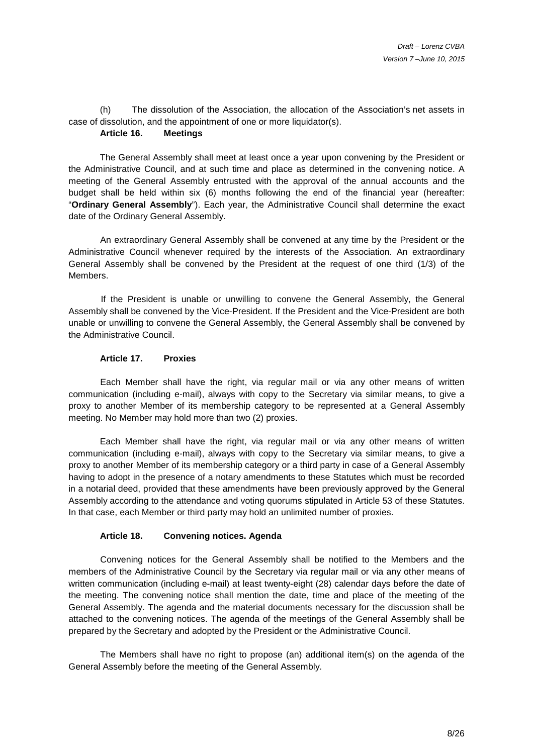(h) The dissolution of the Association, the allocation of the Association's net assets in case of dissolution, and the appointment of one or more liquidator(s).

**Article 16. Meetings**

The General Assembly shall meet at least once a year upon convening by the President or the Administrative Council, and at such time and place as determined in the convening notice. A meeting of the General Assembly entrusted with the approval of the annual accounts and the budget shall be held within six (6) months following the end of the financial year (hereafter: "**Ordinary General Assembly**"). Each year, the Administrative Council shall determine the exact date of the Ordinary General Assembly.

An extraordinary General Assembly shall be convened at any time by the President or the Administrative Council whenever required by the interests of the Association. An extraordinary General Assembly shall be convened by the President at the request of one third (1/3) of the Members.

If the President is unable or unwilling to convene the General Assembly, the General Assembly shall be convened by the Vice-President. If the President and the Vice-President are both unable or unwilling to convene the General Assembly, the General Assembly shall be convened by the Administrative Council.

**Article 17. Proxies**

Each Member shall have the right, via regular mail or via any other means of written communication (including e-mail), always with copy to the Secretary via similar means, to give a proxy to another Member of its membership category to be represented at a General Assembly meeting. No Member may hold more than two (2) proxies.

Each Member shall have the right, via regular mail or via any other means of written communication (including e-mail), always with copy to the Secretary via similar means, to give a proxy to another Member of its membership category or a third party in case of a General Assembly having to adopt in the presence of a notary amendments to these Statutes which must be recorded in a notarial deed, provided that these amendments have been previously approved by the General Assembly according to the attendance and voting quorums stipulated in Article 53 of these Statutes. In that case, each Member or third party may hold an unlimited number of proxies.

**Article 18. Convening notices. Agenda**

Convening notices for the General Assembly shall be notified to the Members and the members of the Administrative Council by the Secretary via regular mail or via any other means of written communication (including e-mail) at least twenty-eight (28) calendar days before the date of the meeting. The convening notice shall mention the date, time and place of the meeting of the General Assembly. The agenda and the material documents necessary for the discussion shall be attached to the convening notices. The agenda of the meetings of the General Assembly shall be prepared by the Secretary and adopted by the President or the Administrative Council.

The Members shall have no right to propose (an) additional item(s) on the agenda of the General Assembly before the meeting of the General Assembly.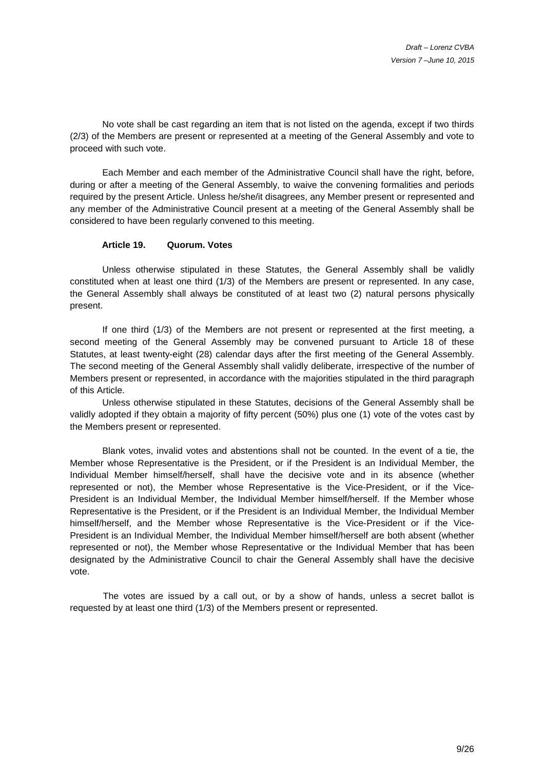No vote shall be cast regarding an item that is not listed on the agenda, except if two thirds (2/3) of the Members are present or represented at a meeting of the General Assembly and vote to proceed with such vote.

Each Member and each member of the Administrative Council shall have the right, before, during or after a meeting of the General Assembly, to waive the convening formalities and periods required by the present Article. Unless he/she/it disagrees, any Member present or represented and any member of the Administrative Council present at a meeting of the General Assembly shall be considered to have been regularly convened to this meeting.

### Article 19. Quorum. Votes

Unless otherwise stipulated in these Statutes, the General Assembly shall be validly constituted when at least one third (1/3) of the Members are present or represented. In any case, the General Assembly shall always be constituted of at least two (2) natural persons physically present.

If one third (1/3) of the Members are not present or represented at the first meeting, a second meeting of the General Assembly may be convened pursuant to Article 18 of these Statutes, at least twenty-eight (28) calendar days after the first meeting of the General Assembly. The second meeting of the General Assembly shall validly deliberate, irrespective of the number of Members present or represented, in accordance with the majorities stipulated in the third paragraph of this Article.

Unless otherwise stipulated in these Statutes, decisions of the General Assembly shall be validly adopted if they obtain a majority of fifty percent (50%) plus one (1) vote of the votes cast by the Members present or represented.

Blank votes, invalid votes and abstentions shall not be counted. In the event of a tie, the Member whose Representative is the President, or if the President is an Individual Member, the Individual Member himself/herself, shall have the decisive vote and in its absence (whether represented or not), the Member whose Representative is the Vice-President, or if the Vice-President is an Individual Member, the Individual Member himself/herself. If the Member whose Representative is the President, or if the President is an Individual Member, the Individual Member himself/herself, and the Member whose Representative is the Vice-President or if the Vice-President is an Individual Member, the Individual Member himself/herself are both absent (whether represented or not), the Member whose Representative or the Individual Member that has been designated by the Administrative Council to chair the General Assembly shall have the decisive vote.

The votes are issued by a call out, or by a show of hands, unless a secret ballot is requested by at least one third (1/3) of the Members present or represented.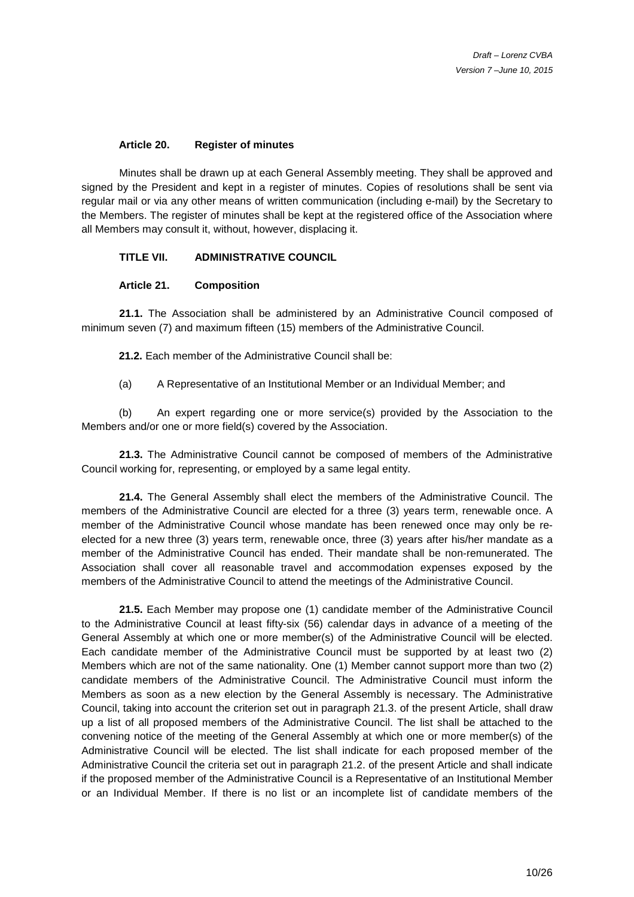### Article 20. Register of minutes

Minutes shall be drawn up at each General Assembly meeting. They shall be approved and signed by the President and kept in a register of minutes. Copies of resolutions shall be sent via regular mail or via any other means of written communication (including e-mail) by the Secretary to the Members. The register of minutes shall be kept at the registered office of the Association where all Members may consult it, without, however, displacing it.

## TITLE VII. ADMINISTRATIVE COUNCIL

### Article 21. Composition

**21.1.** The Association shall be administered by an Administrative Council composed of minimum seven (7) and maximum fifteen (15) members of the Administrative Council.

**21.2.** Each member of the Administrative Council shall be:

(a) A Representative of an Institutional Member or an Individual Member; and

(b) An expert regarding one or more service(s) provided by the Association to the Members and/or one or more field(s) covered by the Association.

**21.3.** The Administrative Council cannot be composed of members of the Administrative Council working for, representing, or employed by a same legal entity.

**21.4.** The General Assembly shall elect the members of the Administrative Council. The members of the Administrative Council are elected for a three (3) years term, renewable once. A member of the Administrative Council whose mandate has been renewed once may only be re-elected for a new three (3) years term, renewable once, three (3) years after his/her mandate as a member of the Administrative Council has ended. Their mandate shall be non-remunerated. The Association shall cover all reasonable travel and accommodation expenses exposed by the members of the Administrative Council to attend the meetings of the Administrative Council.

**21.5.** Each Member may propose one (1) candidate member of the Administrative Council to the Administrative Council at least fifty-six (56) calendar days in advance of a meeting of the General Assembly at which one or more member(s) of the Administrative Council will be elected. Each candidate member of the Administrative Council must be supported by at least two (2) Members which are not of the same nationality. One (1) Member cannot support more than two (2) candidate members of the Administrative Council. The Administrative Council must inform the Members as soon as a new election by the General Assembly is necessary. The Administrative Council, taking into account the criterion set out in paragraph 21.3. of the present Article, shall draw up a list of all proposed members of the Administrative Council. The list shall be attached to the convening notice of the meeting of the General Assembly at which one or more member(s) of the Administrative Council will be elected. The list shall indicate for each proposed member of the Administrative Council the criteria set out in paragraph 21.2. of the present Article and shall indicate if the proposed member of the Administrative Council is a Representative of an Institutional Member or an Individual Member. If there is no list or an incomplete list of candidate members of the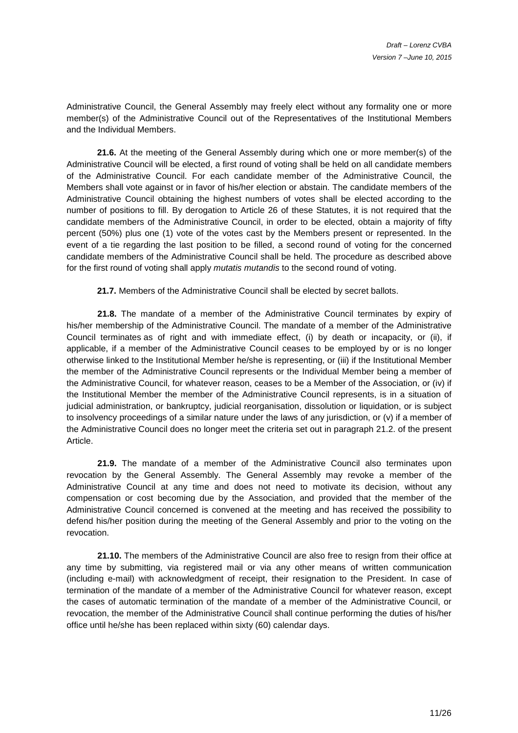Administrative Council, the General Assembly may freely elect without any formality one or more member(s) of the Administrative Council out of the Representatives of the Institutional Members and the Individual Members.

**21.6.** At the meeting of the General Assembly during which one or more member(s) of the Administrative Council will be elected, a first round of voting shall be held on all candidate members of the Administrative Council. For each candidate member of the Administrative Council, the Members shall vote against or in favor of his/her election or abstain. The candidate members of the Administrative Council obtaining the highest numbers of votes shall be elected according to the number of positions to fill. By derogation to Article 26 of these Statutes, it is not required that the candidate members of the Administrative Council, in order to be elected, obtain a majority of fifty percent (50%) plus one (1) vote of the votes cast by the Members present or represented. In the event of a tie regarding the last position to be filled, a second round of voting for the concerned candidate members of the Administrative Council shall be held. The procedure as described above for the first round of voting shall apply *mutatis mutandis* to the second round of voting.

**21.7.** Members of the Administrative Council shall be elected by secret ballots.

**21.8.** The mandate of a member of the Administrative Council terminates by expiry of his/her membership of the Administrative Council. The mandate of a member of the Administrative Council terminates as of right and with immediate effect, (i) by death or incapacity, or (ii), if applicable, if a member of the Administrative Council ceases to be employed by or is no longer otherwise linked to the Institutional Member he/she is representing, or (iii) if the Institutional Member the member of the Administrative Council represents or the Individual Member being a member of the Administrative Council, for whatever reason, ceases to be a Member of the Association, or (iv) if the Institutional Member the member of the Administrative Council represents, is in a situation of judicial administration, or bankruptcy, judicial reorganisation, dissolution or liquidation, or is subject to insolvency proceedings of a similar nature under the laws of any jurisdiction, or (v) if a member of the Administrative Council does no longer meet the criteria set out in paragraph 21.2. of the present Article.

**21.9.** The mandate of a member of the Administrative Council also terminates upon revocation by the General Assembly. The General Assembly may revoke a member of the Administrative Council at any time and does not need to motivate its decision, without any compensation or cost becoming due by the Association, and provided that the member of the Administrative Council concerned is convened at the meeting and has received the possibility to defend his/her position during the meeting of the General Assembly and prior to the voting on the revocation.

**21.10.** The members of the Administrative Council are also free to resign from their office at any time by submitting, via registered mail or via any other means of written communication (including e-mail) with acknowledgment of receipt, their resignation to the President. In case of termination of the mandate of a member of the Administrative Council for whatever reason, except the cases of automatic termination of the mandate of a member of the Administrative Council, or revocation, the member of the Administrative Council shall continue performing the duties of his/her office until he/she has been replaced within sixty (60) calendar days.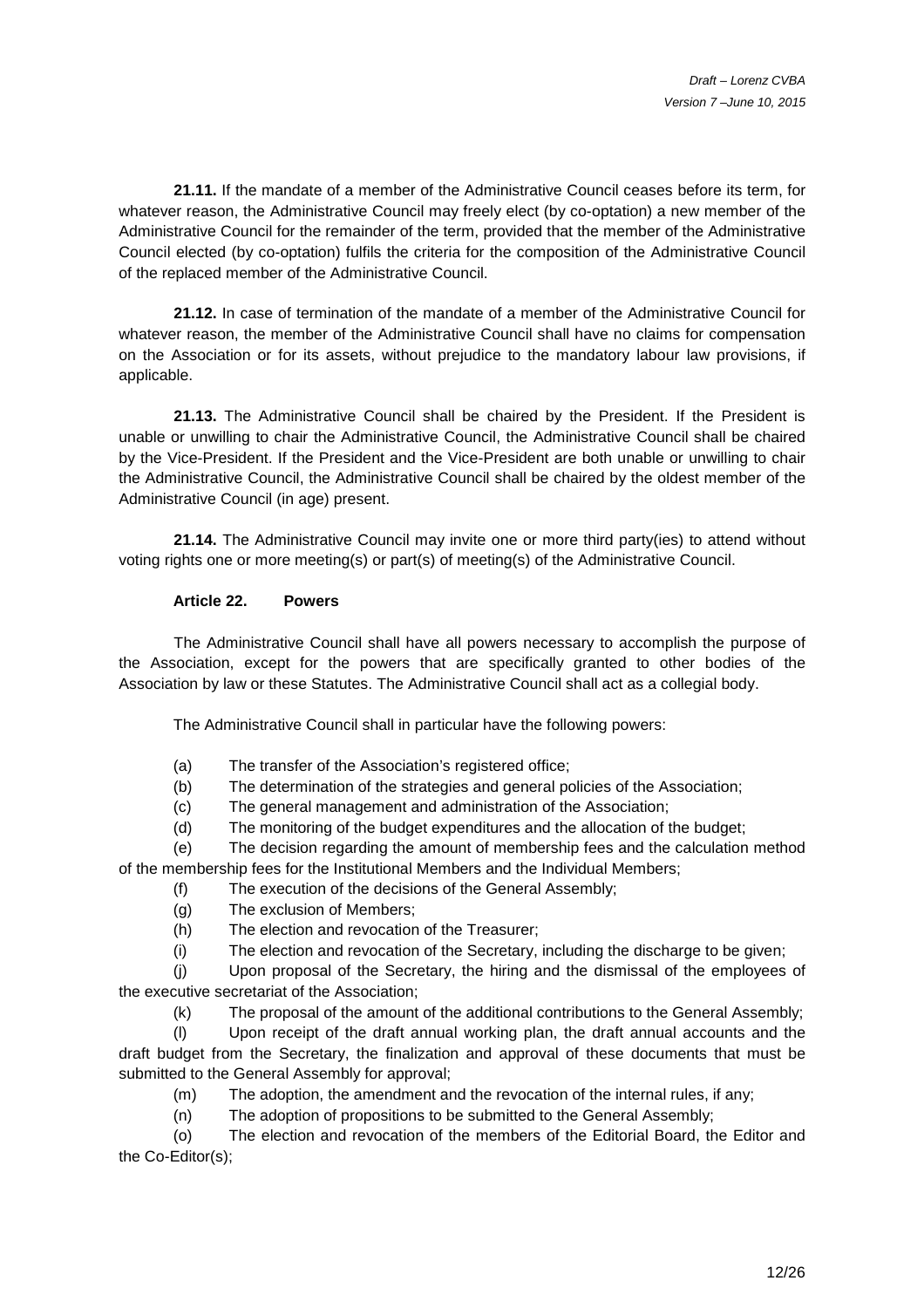**21.11.** If the mandate of a member of the Administrative Council ceases before its term, for whatever reason, the Administrative Council may freely elect (by co-optation) a new member of the Administrative Council for the remainder of the term, provided that the member of the Administrative Council elected (by co-optation) fulfils the criteria for the composition of the Administrative Council of the replaced member of the Administrative Council.

**21.12.** In case of termination of the mandate of a member of the Administrative Council for whatever reason, the member of the Administrative Council shall have no claims for compensation on the Association or for its assets, without prejudice to the mandatory labour law provisions, if applicable.

**21.13.** The Administrative Council shall be chaired by the President. If the President is unable or unwilling to chair the Administrative Council, the Administrative Council shall be chaired by the Vice-President. If the President and the Vice-President are both unable or unwilling to chair the Administrative Council, the Administrative Council shall be chaired by the oldest member of the Administrative Council (in age) present.

**21.14.** The Administrative Council may invite one or more third party(ies) to attend without voting rights one or more meeting(s) or part(s) of meeting(s) of the Administrative Council.

**Article 22. Powers**

The Administrative Council shall have all powers necessary to accomplish the purpose of the Association, except for the powers that are specifically granted to other bodies of the Association by law or these Statutes. The Administrative Council shall act as a collegial body.

The Administrative Council shall in particular have the following powers:

(a) The transfer of the Association's registered office;

(b) The determination of the strategies and general policies of the Association;

(c) The general management and administration of the Association;

(d) The monitoring of the budget expenditures and the allocation of the budget;

(e) The decision regarding the amount of membership fees and the calculation method of the membership fees for the Institutional Members and the Individual Members;

(f) The execution of the decisions of the General Assembly;

(g) The exclusion of Members;

(h) The election and revocation of the Treasurer;

(i) The election and revocation of the Secretary, including the discharge to be given;

(j) Upon proposal of the Secretary, the hiring and the dismissal of the employees of the executive secretariat of the Association;

(k) The proposal of the amount of the additional contributions to the General Assembly;

(l) Upon receipt of the draft annual working plan, the draft annual accounts and the draft budget from the Secretary, the finalization and approval of these documents that must be submitted to the General Assembly for approval;

(m) The adoption, the amendment and the revocation of the internal rules, if any;

(n) The adoption of propositions to be submitted to the General Assembly;

(o) The election and revocation of the members of the Editorial Board, the Editor and the Co-Editor(s);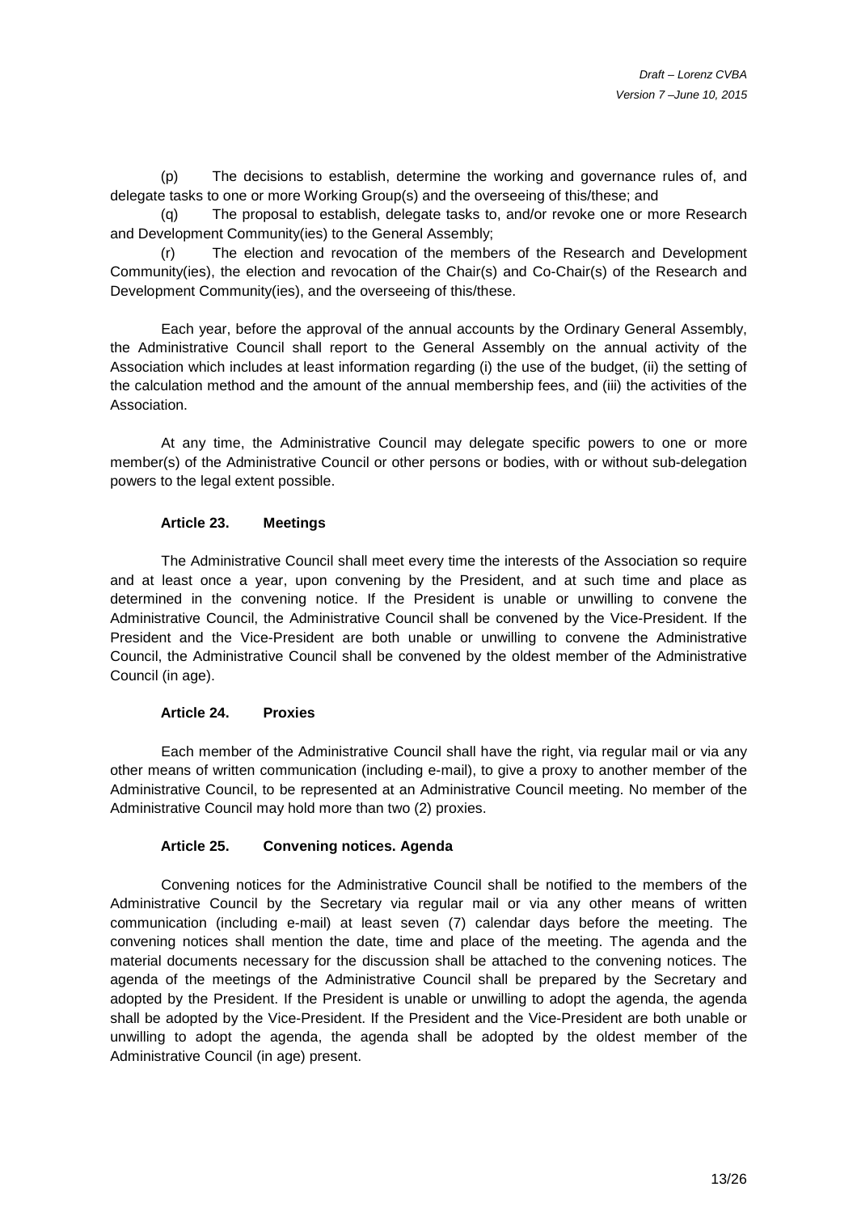(p) The decisions to establish, determine the working and governance rules of, and delegate tasks to one or more Working Group(s) and the overseeing of this/these; and

(q) The proposal to establish, delegate tasks to, and/or revoke one or more Research and Development Community(ies) to the General Assembly;

(r) The election and revocation of the members of the Research and Development Community(ies), the election and revocation of the Chair(s) and Co-Chair(s) of the Research and Development Community(ies), and the overseeing of this/these.

Each year, before the approval of the annual accounts by the Ordinary General Assembly, the Administrative Council shall report to the General Assembly on the annual activity of the Association which includes at least information regarding (i) the use of the budget, (ii) the setting of the calculation method and the amount of the annual membership fees, and (iii) the activities of the Association.

At any time, the Administrative Council may delegate specific powers to one or more member(s) of the Administrative Council or other persons or bodies, with or without sub-delegation powers to the legal extent possible.

#### Article 23. Meetings

The Administrative Council shall meet every time the interests of the Association so require and at least once a year, upon convening by the President, and at such time and place as determined in the convening notice. If the President is unable or unwilling to convene the Administrative Council, the Administrative Council shall be convened by the Vice-President. If the President and the Vice-President are both unable or unwilling to convene the Administrative Council, the Administrative Council shall be convened by the oldest member of the Administrative Council (in age).

#### Article 24. Proxies

Each member of the Administrative Council shall have the right, via regular mail or via any other means of written communication (including e-mail), to give a proxy to another member of the Administrative Council, to be represented at an Administrative Council meeting. No member of the Administrative Council may hold more than two (2) proxies.

#### Article 25. Convening notices. Agenda

Convening notices for the Administrative Council shall be notified to the members of the Administrative Council by the Secretary via regular mail or via any other means of written communication (including e-mail) at least seven (7) calendar days before the meeting. The convening notices shall mention the date, time and place of the meeting. The agenda and the material documents necessary for the discussion shall be attached to the convening notices. The agenda of the meetings of the Administrative Council shall be prepared by the Secretary and adopted by the President. If the President is unable or unwilling to adopt the agenda, the agenda shall be adopted by the Vice-President. If the President and the Vice-President are both unable or unwilling to adopt the agenda, the agenda shall be adopted by the oldest member of the Administrative Council (in age) present.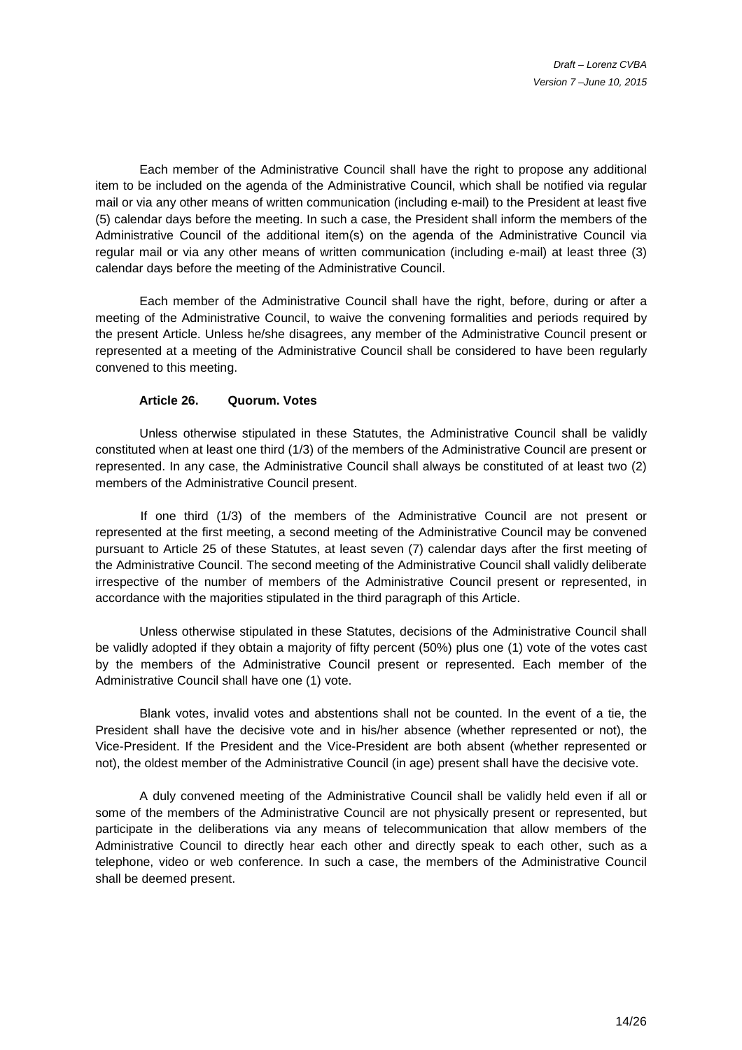Each member of the Administrative Council shall have the right to propose any additional item to be included on the agenda of the Administrative Council, which shall be notified via regular mail or via any other means of written communication (including e-mail) to the President at least five (5) calendar days before the meeting. In such a case, the President shall inform the members of the Administrative Council of the additional item(s) on the agenda of the Administrative Council via regular mail or via any other means of written communication (including e-mail) at least three (3) calendar days before the meeting of the Administrative Council.

Each member of the Administrative Council shall have the right, before, during or after a meeting of the Administrative Council, to waive the convening formalities and periods required by the present Article. Unless he/she disagrees, any member of the Administrative Council present or represented at a meeting of the Administrative Council shall be considered to have been regularly convened to this meeting.

#### Article 26. Quorum. Votes

Unless otherwise stipulated in these Statutes, the Administrative Council shall be validly constituted when at least one third (1/3) of the members of the Administrative Council are present or represented. In any case, the Administrative Council shall always be constituted of at least two (2) members of the Administrative Council present.

If one third (1/3) of the members of the Administrative Council are not present or represented at the first meeting, a second meeting of the Administrative Council may be convened pursuant to Article 25 of these Statutes, at least seven (7) calendar days after the first meeting of the Administrative Council. The second meeting of the Administrative Council shall validly deliberate irrespective of the number of members of the Administrative Council present or represented, in accordance with the majorities stipulated in the third paragraph of this Article.

Unless otherwise stipulated in these Statutes, decisions of the Administrative Council shall be validly adopted if they obtain a majority of fifty percent (50%) plus one (1) vote of the votes cast by the members of the Administrative Council present or represented. Each member of the Administrative Council shall have one (1) vote.

Blank votes, invalid votes and abstentions shall not be counted. In the event of a tie, the President shall have the decisive vote and in his/her absence (whether represented or not), the Vice-President. If the President and the Vice-President are both absent (whether represented or not), the oldest member of the Administrative Council (in age) present shall have the decisive vote.

A duly convened meeting of the Administrative Council shall be validly held even if all or some of the members of the Administrative Council are not physically present or represented, but participate in the deliberations via any means of telecommunication that allow members of the Administrative Council to directly hear each other and directly speak to each other, such as a telephone, video or web conference. In such a case, the members of the Administrative Council shall be deemed present.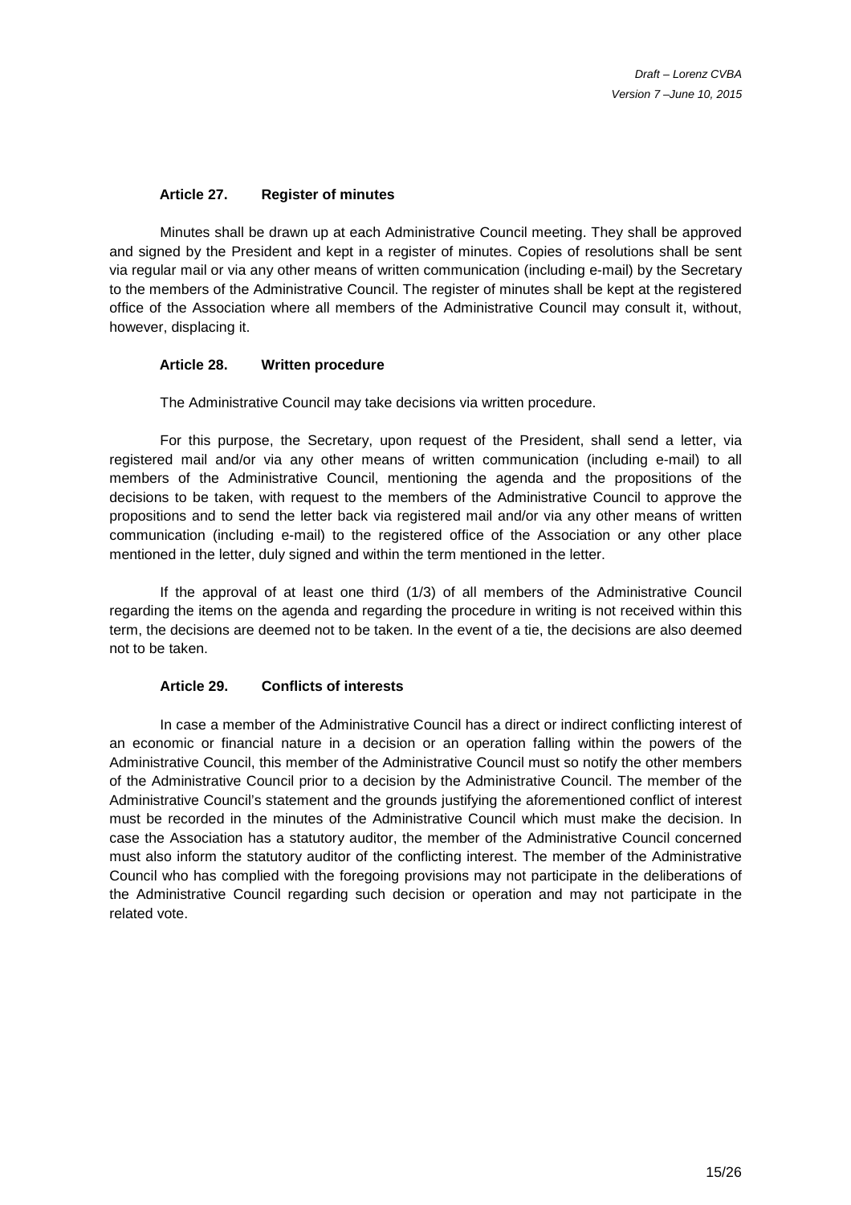### Article 27. Register of minutes

Minutes shall be drawn up at each Administrative Council meeting. They shall be approved and signed by the President and kept in a register of minutes. Copies of resolutions shall be sent via regular mail or via any other means of written communication (including e-mail) by the Secretary to the members of the Administrative Council. The register of minutes shall be kept at the registered office of the Association where all members of the Administrative Council may consult it, without, however, displacing it.

### Article 28. Written procedure

The Administrative Council may take decisions via written procedure.

For this purpose, the Secretary, upon request of the President, shall send a letter, via registered mail and/or via any other means of written communication (including e-mail) to all members of the Administrative Council, mentioning the agenda and the propositions of the decisions to be taken, with request to the members of the Administrative Council to approve the propositions and to send the letter back via registered mail and/or via any other means of written communication (including e-mail) to the registered office of the Association or any other place mentioned in the letter, duly signed and within the term mentioned in the letter.

If the approval of at least one third (1/3) of all members of the Administrative Council regarding the items on the agenda and regarding the procedure in writing is not received within this term, the decisions are deemed not to be taken. In the event of a tie, the decisions are also deemed not to be taken.

### Article 29. Conflicts of interests

In case a member of the Administrative Council has a direct or indirect conflicting interest of an economic or financial nature in a decision or an operation falling within the powers of the Administrative Council, this member of the Administrative Council must so notify the other members of the Administrative Council prior to a decision by the Administrative Council. The member of the Administrative Council's statement and the grounds justifying the aforementioned conflict of interest must be recorded in the minutes of the Administrative Council which must make the decision. In case the Association has a statutory auditor, the member of the Administrative Council concerned must also inform the statutory auditor of the conflicting interest. The member of the Administrative Council who has complied with the foregoing provisions may not participate in the deliberations of the Administrative Council regarding such decision or operation and may not participate in the related vote.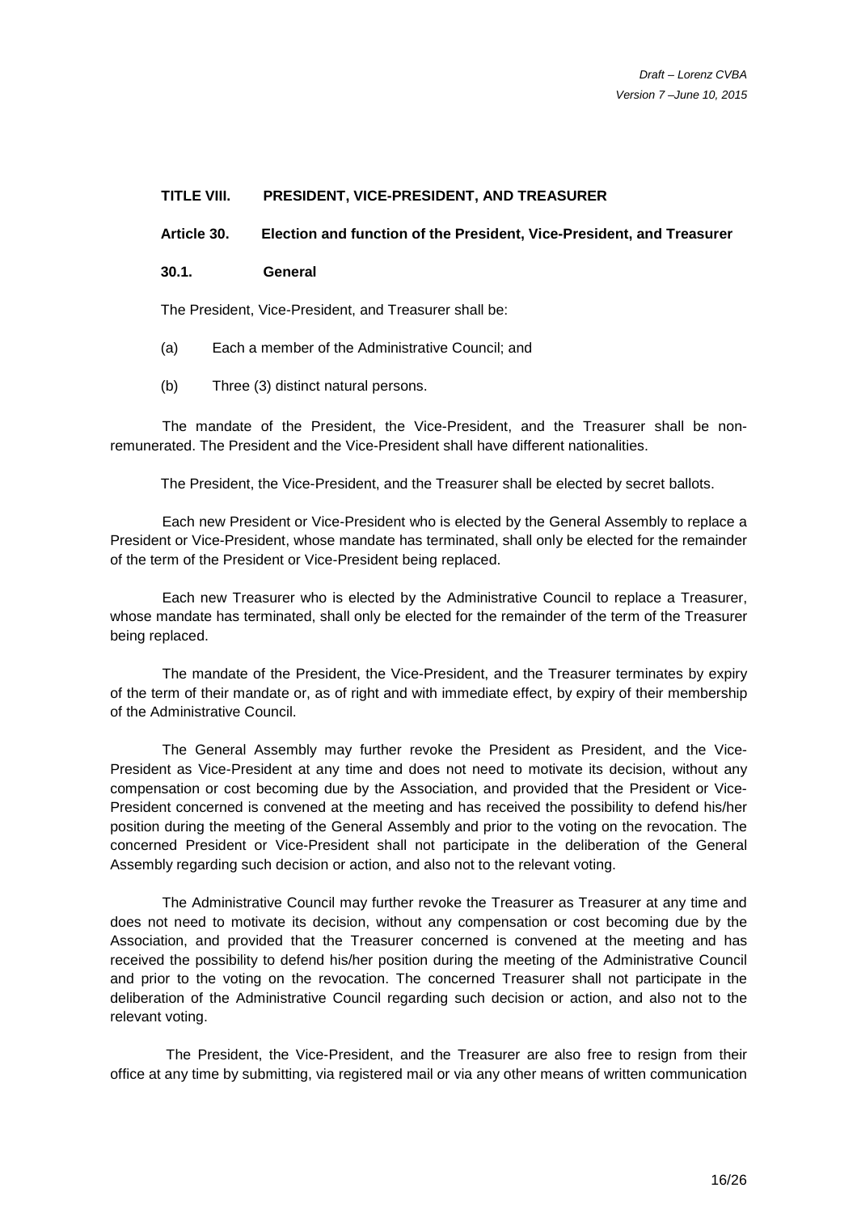## TITLE VIII. PRESIDENT, VICE-PRESIDENT, AND TREASURER

### Article 30. Election and function of the President, Vice-President, and Treasurer

#### 30.1. General

The President, Vice-President, and Treasurer shall be:

(a) Each a member of the Administrative Council; and

(b) Three (3) distinct natural persons.

The mandate of the President, the Vice-President, and the Treasurer shall be non-remunerated. The President and the Vice-President shall have different nationalities.

The President, the Vice-President, and the Treasurer shall be elected by secret ballots.

Each new President or Vice-President who is elected by the General Assembly to replace a President or Vice-President, whose mandate has terminated, shall only be elected for the remainder of the term of the President or Vice-President being replaced.

Each new Treasurer who is elected by the Administrative Council to replace a Treasurer, whose mandate has terminated, shall only be elected for the remainder of the term of the Treasurer being replaced.

The mandate of the President, the Vice-President, and the Treasurer terminates by expiry of the term of their mandate or, as of right and with immediate effect, by expiry of their membership of the Administrative Council.

The General Assembly may further revoke the President as President, and the Vice-President as Vice-President at any time and does not need to motivate its decision, without any compensation or cost becoming due by the Association, and provided that the President or Vice-President concerned is convened at the meeting and has received the possibility to defend his/her position during the meeting of the General Assembly and prior to the voting on the revocation. The concerned President or Vice-President shall not participate in the deliberation of the General Assembly regarding such decision or action, and also not to the relevant voting.

The Administrative Council may further revoke the Treasurer as Treasurer at any time and does not need to motivate its decision, without any compensation or cost becoming due by the Association, and provided that the Treasurer concerned is convened at the meeting and has received the possibility to defend his/her position during the meeting of the Administrative Council and prior to the voting on the revocation. The concerned Treasurer shall not participate in the deliberation of the Administrative Council regarding such decision or action, and also not to the relevant voting.

The President, the Vice-President, and the Treasurer are also free to resign from their office at any time by submitting, via registered mail or via any other means of written communication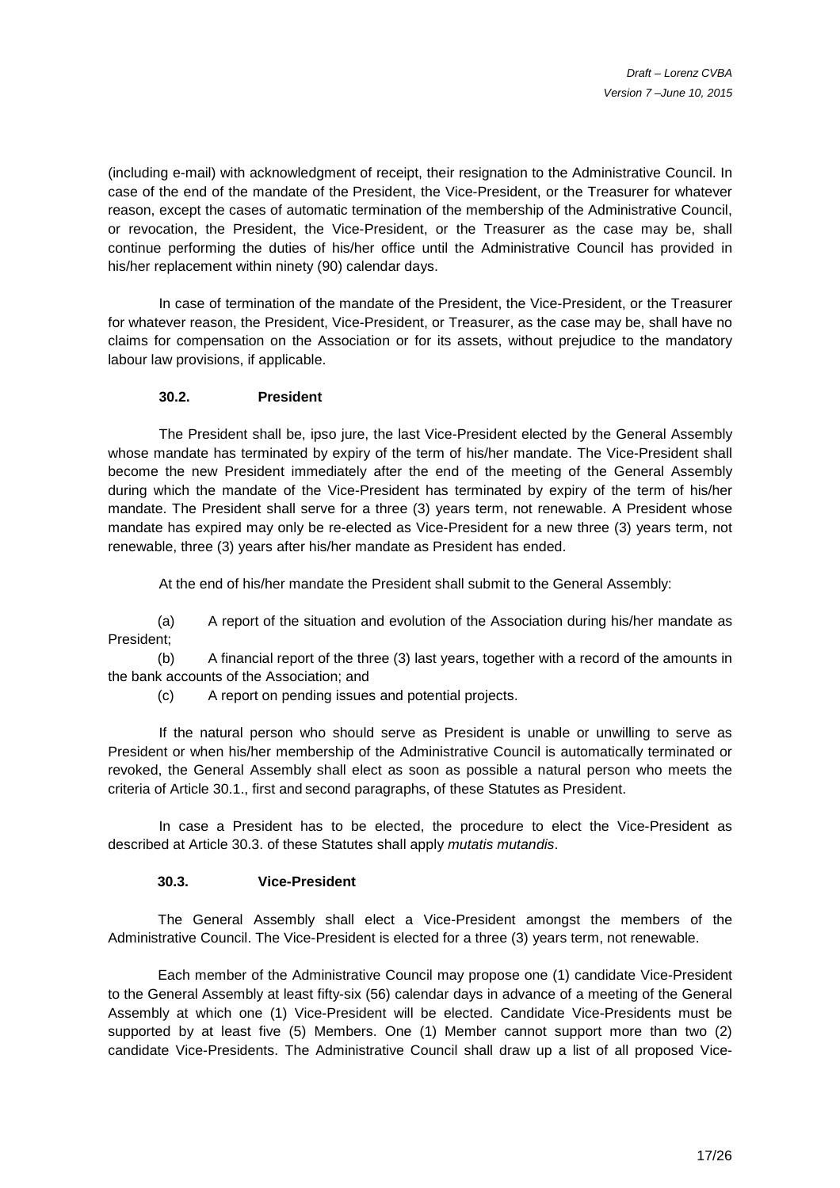(including e-mail) with acknowledgment of receipt, their resignation to the Administrative Council. In case of the end of the mandate of the President, the Vice-President, or the Treasurer for whatever reason, except the cases of automatic termination of the membership of the Administrative Council, or revocation, the President, the Vice-President, or the Treasurer as the case may be, shall continue performing the duties of his/her office until the Administrative Council has provided in his/her replacement within ninety (90) calendar days.

In case of termination of the mandate of the President, the Vice-President, or the Treasurer for whatever reason, the President, Vice-President, or Treasurer, as the case may be, shall have no claims for compensation on the Association or for its assets, without prejudice to the mandatory labour law provisions, if applicable.

### 30.2. President

The President shall be, ipso jure, the last Vice-President elected by the General Assembly whose mandate has terminated by expiry of the term of his/her mandate. The Vice-President shall become the new President immediately after the end of the meeting of the General Assembly during which the mandate of the Vice-President has terminated by expiry of the term of his/her mandate. The President shall serve for a three (3) years term, not renewable. A President whose mandate has expired may only be re-elected as Vice-President for a new three (3) years term, not renewable, three (3) years after his/her mandate as President has ended.

At the end of his/her mandate the President shall submit to the General Assembly:

(a) A report of the situation and evolution of the Association during his/her mandate as President;

(b) A financial report of the three (3) last years, together with a record of the amounts in the bank accounts of the Association; and

(c) A report on pending issues and potential projects.

If the natural person who should serve as President is unable or unwilling to serve as President or when his/her membership of the Administrative Council is automatically terminated or revoked, the General Assembly shall elect as soon as possible a natural person who meets the criteria of Article 30.1., first and second paragraphs, of these Statutes as President.

In case a President has to be elected, the procedure to elect the Vice-President as described at Article 30.3. of these Statutes shall apply *mutatis mutandis*.

### 30.3. Vice-President

The General Assembly shall elect a Vice-President amongst the members of the Administrative Council. The Vice-President is elected for a three (3) years term, not renewable.

Each member of the Administrative Council may propose one (1) candidate Vice-President to the General Assembly at least fifty-six (56) calendar days in advance of a meeting of the General Assembly at which one (1) Vice-President will be elected. Candidate Vice-Presidents must be supported by at least five (5) Members. One (1) Member cannot support more than two (2) candidate Vice-Presidents. The Administrative Council shall draw up a list of all proposed Vice-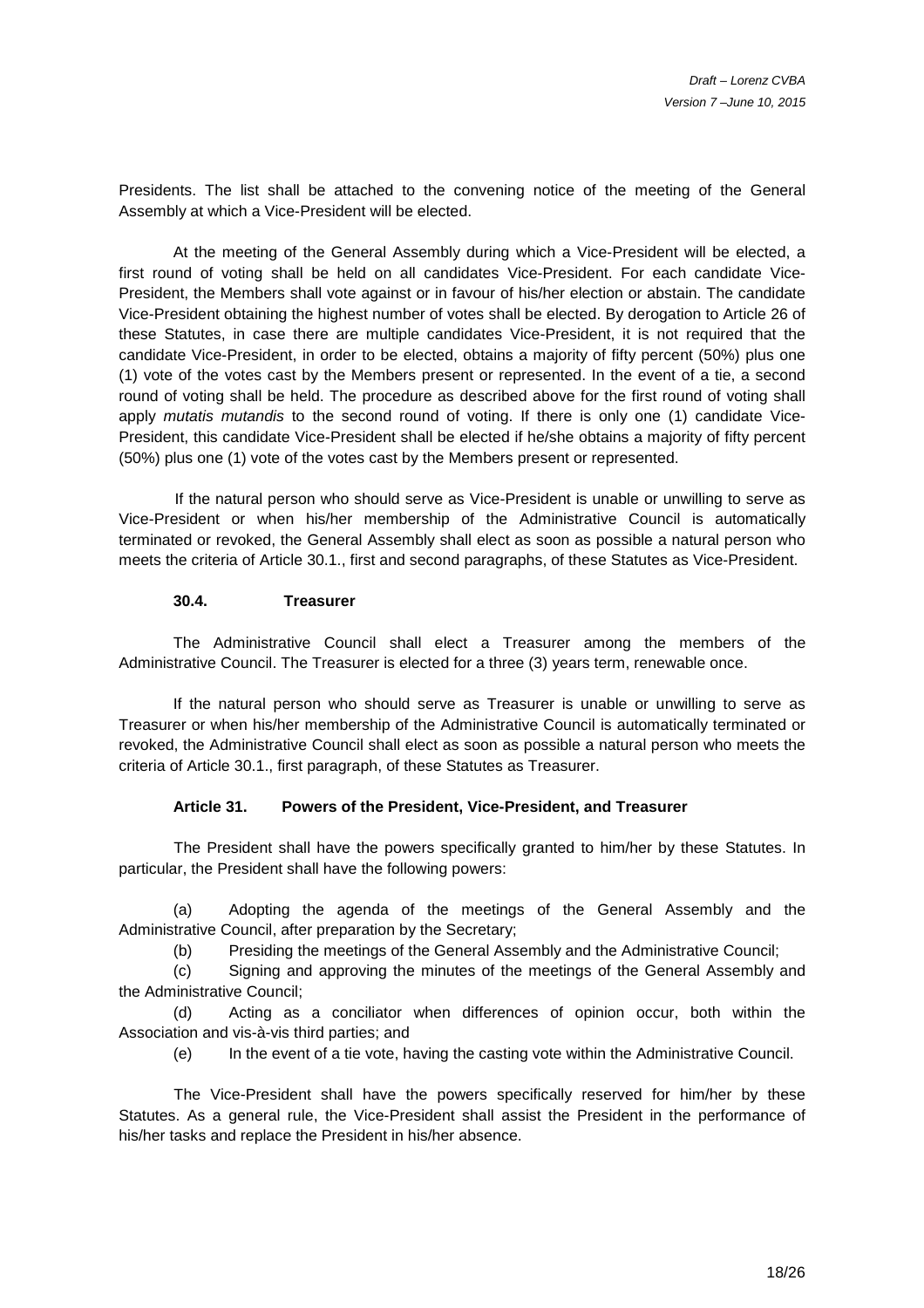Presidents. The list shall be attached to the convening notice of the meeting of the General Assembly at which a Vice-President will be elected.

At the meeting of the General Assembly during which a Vice-President will be elected, a first round of voting shall be held on all candidates Vice-President. For each candidate Vice-President, the Members shall vote against or in favour of his/her election or abstain. The candidate Vice-President obtaining the highest number of votes shall be elected. By derogation to Article 26 of these Statutes, in case there are multiple candidates Vice-President, it is not required that the candidate Vice-President, in order to be elected, obtains a majority of fifty percent (50%) plus one (1) vote of the votes cast by the Members present or represented. In the event of a tie, a second round of voting shall be held. The procedure as described above for the first round of voting shall apply *mutatis mutandis* to the second round of voting. If there is only one (1) candidate Vice-President, this candidate Vice-President shall be elected if he/she obtains a majority of fifty percent (50%) plus one (1) vote of the votes cast by the Members present or represented.

If the natural person who should serve as Vice-President is unable or unwilling to serve as Vice-President or when his/her membership of the Administrative Council is automatically terminated or revoked, the General Assembly shall elect as soon as possible a natural person who meets the criteria of Article 30.1., first and second paragraphs, of these Statutes as Vice-President.

#### 30.4. Treasurer

The Administrative Council shall elect a Treasurer among the members of the Administrative Council. The Treasurer is elected for a three (3) years term, renewable once.

If the natural person who should serve as Treasurer is unable or unwilling to serve as Treasurer or when his/her membership of the Administrative Council is automatically terminated or revoked, the Administrative Council shall elect as soon as possible a natural person who meets the criteria of Article 30.1., first paragraph, of these Statutes as Treasurer.

### Article 31. Powers of the President, Vice-President, and Treasurer

The President shall have the powers specifically granted to him/her by these Statutes. In particular, the President shall have the following powers:

(a) Adopting the agenda of the meetings of the General Assembly and the Administrative Council, after preparation by the Secretary;

(b) Presiding the meetings of the General Assembly and the Administrative Council;

(c) Signing and approving the minutes of the meetings of the General Assembly and the Administrative Council;

(d) Acting as a conciliator when differences of opinion occur, both within the Association and vis-à-vis third parties; and

(e) In the event of a tie vote, having the casting vote within the Administrative Council.

The Vice-President shall have the powers specifically reserved for him/her by these Statutes. As a general rule, the Vice-President shall assist the President in the performance of his/her tasks and replace the President in his/her absence.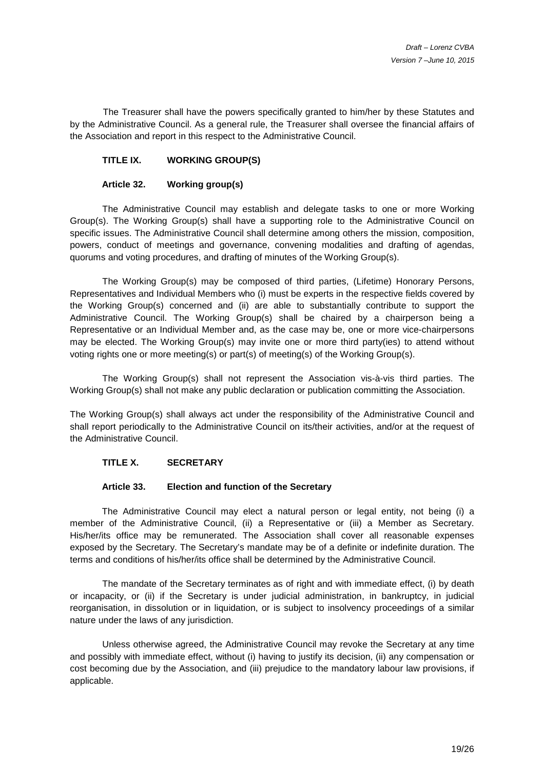The Treasurer shall have the powers specifically granted to him/her by these Statutes and by the Administrative Council. As a general rule, the Treasurer shall oversee the financial affairs of the Association and report in this respect to the Administrative Council.

## TITLE IX. WORKING GROUP(S)

### Article 32. Working group(s)

The Administrative Council may establish and delegate tasks to one or more Working Group(s). The Working Group(s) shall have a supporting role to the Administrative Council on specific issues. The Administrative Council shall determine among others the mission, composition, powers, conduct of meetings and governance, convening modalities and drafting of agendas, quorums and voting procedures, and drafting of minutes of the Working Group(s).

The Working Group(s) may be composed of third parties, (Lifetime) Honorary Persons, Representatives and Individual Members who (i) must be experts in the respective fields covered by the Working Group(s) concerned and (ii) are able to substantially contribute to support the Administrative Council. The Working Group(s) shall be chaired by a chairperson being a Representative or an Individual Member and, as the case may be, one or more vice-chairpersons may be elected. The Working Group(s) may invite one or more third party(ies) to attend without voting rights one or more meeting(s) or part(s) of meeting(s) of the Working Group(s).

The Working Group(s) shall not represent the Association vis-à-vis third parties. The Working Group(s) shall not make any public declaration or publication committing the Association.

The Working Group(s) shall always act under the responsibility of the Administrative Council and shall report periodically to the Administrative Council on its/their activities, and/or at the request of the Administrative Council.

## TITLE X. SECRETARY

### Article 33. Election and function of the Secretary

The Administrative Council may elect a natural person or legal entity, not being (i) a member of the Administrative Council, (ii) a Representative or (iii) a Member as Secretary. His/her/its office may be remunerated. The Association shall cover all reasonable expenses exposed by the Secretary. The Secretary's mandate may be of a definite or indefinite duration. The terms and conditions of his/her/its office shall be determined by the Administrative Council.

The mandate of the Secretary terminates as of right and with immediate effect, (i) by death or incapacity, or (ii) if the Secretary is under judicial administration, in bankruptcy, in judicial reorganisation, in dissolution or in liquidation, or is subject to insolvency proceedings of a similar nature under the laws of any jurisdiction.

Unless otherwise agreed, the Administrative Council may revoke the Secretary at any time and possibly with immediate effect, without (i) having to justify its decision, (ii) any compensation or cost becoming due by the Association, and (iii) prejudice to the mandatory labour law provisions, if applicable.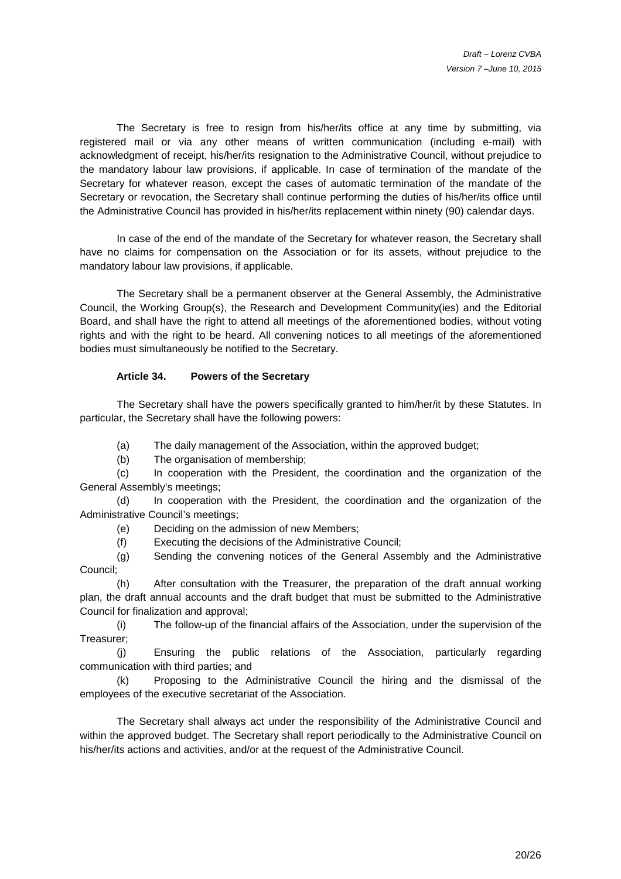The Secretary is free to resign from his/her/its office at any time by submitting, via registered mail or via any other means of written communication (including e-mail) with acknowledgment of receipt, his/her/its resignation to the Administrative Council, without prejudice to the mandatory labour law provisions, if applicable. In case of termination of the mandate of the Secretary for whatever reason, except the cases of automatic termination of the mandate of the Secretary or revocation, the Secretary shall continue performing the duties of his/her/its office until the Administrative Council has provided in his/her/its replacement within ninety (90) calendar days.

In case of the end of the mandate of the Secretary for whatever reason, the Secretary shall have no claims for compensation on the Association or for its assets, without prejudice to the mandatory labour law provisions, if applicable.

The Secretary shall be a permanent observer at the General Assembly, the Administrative Council, the Working Group(s), the Research and Development Community(ies) and the Editorial Board, and shall have the right to attend all meetings of the aforementioned bodies, without voting rights and with the right to be heard. All convening notices to all meetings of the aforementioned bodies must simultaneously be notified to the Secretary.

**Article 34. Powers of the Secretary**

The Secretary shall have the powers specifically granted to him/her/it by these Statutes. In particular, the Secretary shall have the following powers:

(a) The daily management of the Association, within the approved budget;

(b) The organisation of membership;

(c) In cooperation with the President, the coordination and the organization of the General Assembly's meetings;

(d) In cooperation with the President, the coordination and the organization of the Administrative Council's meetings;

(e) Deciding on the admission of new Members;

(f) Executing the decisions of the Administrative Council;

(g) Sending the convening notices of the General Assembly and the Administrative Council;

(h) After consultation with the Treasurer, the preparation of the draft annual working plan, the draft annual accounts and the draft budget that must be submitted to the Administrative Council for finalization and approval;

(i) The follow-up of the financial affairs of the Association, under the supervision of the Treasurer;

(j) Ensuring the public relations of the Association, particularly regarding communication with third parties; and

(k) Proposing to the Administrative Council the hiring and the dismissal of the employees of the executive secretariat of the Association.

The Secretary shall always act under the responsibility of the Administrative Council and within the approved budget. The Secretary shall report periodically to the Administrative Council on his/her/its actions and activities, and/or at the request of the Administrative Council.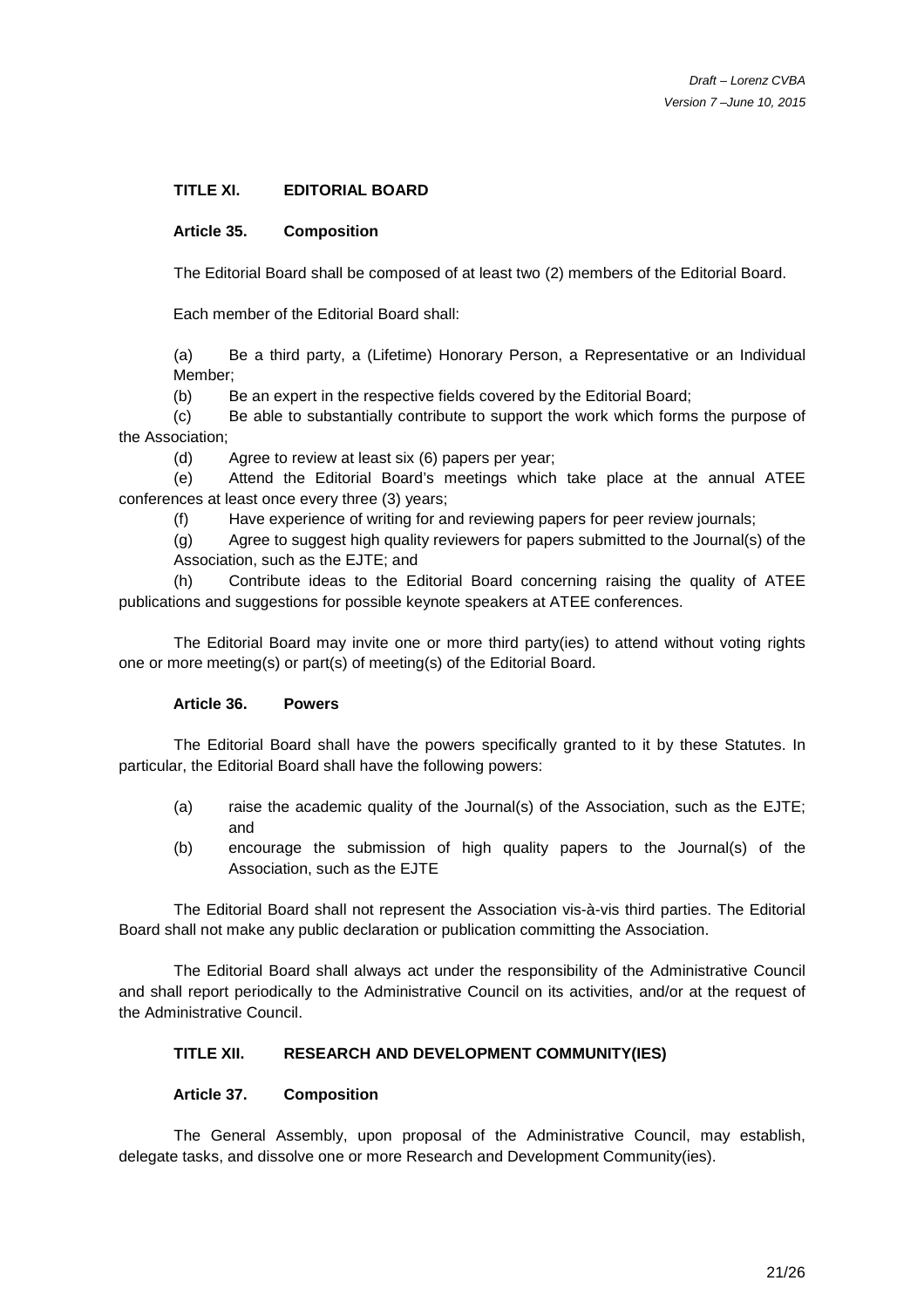## TITLE XI. EDITORIAL BOARD

### Article 35. Composition

The Editorial Board shall be composed of at least two (2) members of the Editorial Board.

Each member of the Editorial Board shall:

(a) Be a third party, a (Lifetime) Honorary Person, a Representative or an Individual Member;

(b) Be an expert in the respective fields covered by the Editorial Board;

(c) Be able to substantially contribute to support the work which forms the purpose of the Association;

(d) Agree to review at least six (6) papers per year;

(e) Attend the Editorial Board's meetings which take place at the annual ATEE conferences at least once every three (3) years;

(f) Have experience of writing for and reviewing papers for peer review journals;

(g) Agree to suggest high quality reviewers for papers submitted to the Journal(s) of the Association, such as the EJTE; and

(h) Contribute ideas to the Editorial Board concerning raising the quality of ATEE publications and suggestions for possible keynote speakers at ATEE conferences.

The Editorial Board may invite one or more third party(ies) to attend without voting rights one or more meeting(s) or part(s) of meeting(s) of the Editorial Board.

### Article 36. Powers

The Editorial Board shall have the powers specifically granted to it by these Statutes. In particular, the Editorial Board shall have the following powers:

(a) raise the academic quality of the Journal(s) of the Association, such as the EJTE; and

(b) encourage the submission of high quality papers to the Journal(s) of the Association, such as the EJTE

The Editorial Board shall not represent the Association vis-à-vis third parties. The Editorial Board shall not make any public declaration or publication committing the Association.

The Editorial Board shall always act under the responsibility of the Administrative Council and shall report periodically to the Administrative Council on its activities, and/or at the request of the Administrative Council.

## TITLE XII. RESEARCH AND DEVELOPMENT COMMUNITY(IES)

### Article 37. Composition

The General Assembly, upon proposal of the Administrative Council, may establish, delegate tasks, and dissolve one or more Research and Development Community(ies).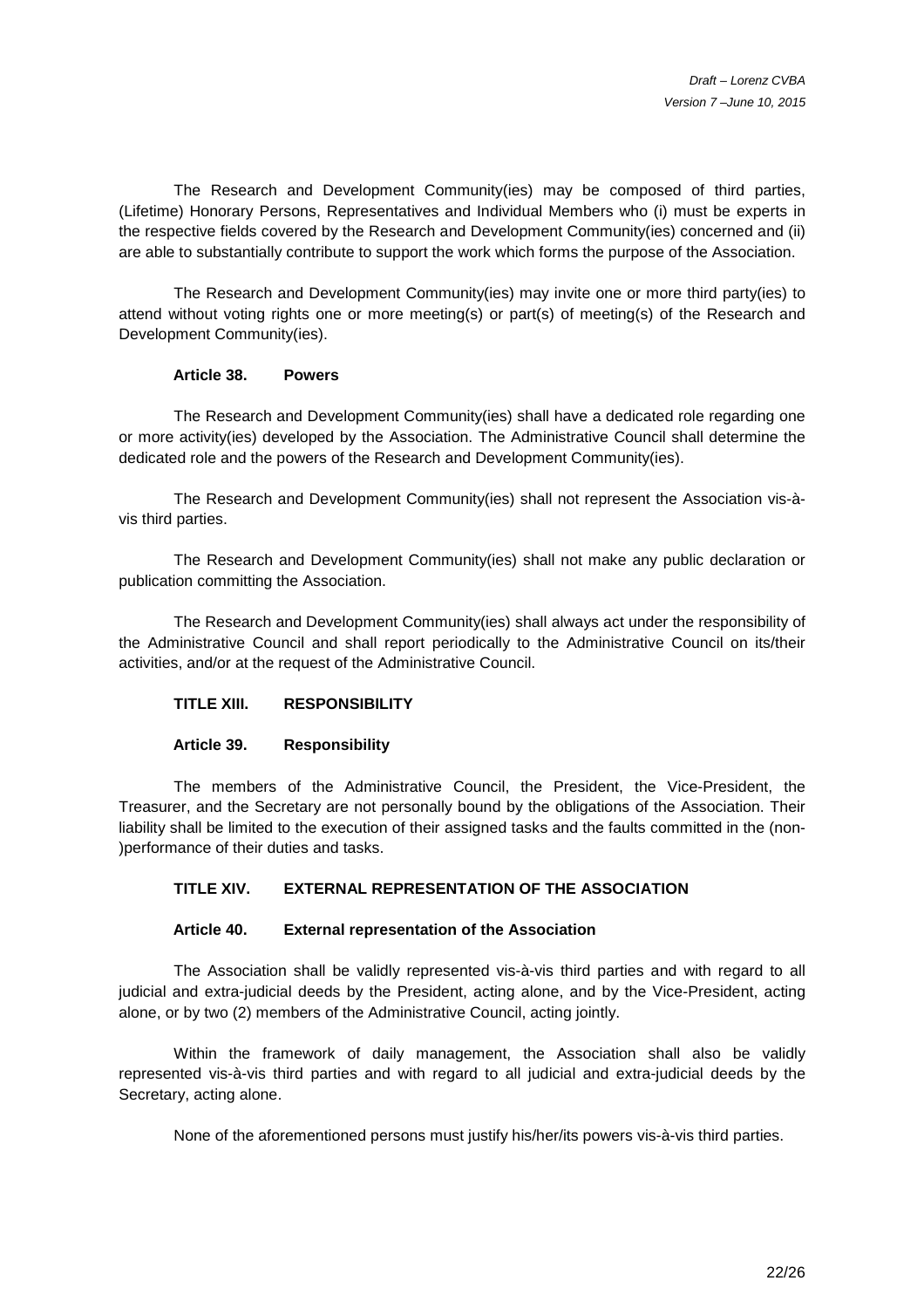The Research and Development Community(ies) may be composed of third parties, (Lifetime) Honorary Persons, Representatives and Individual Members who (i) must be experts in the respective fields covered by the Research and Development Community(ies) concerned and (ii) are able to substantially contribute to support the work which forms the purpose of the Association.

The Research and Development Community(ies) may invite one or more third party(ies) to attend without voting rights one or more meeting(s) or part(s) of meeting(s) of the Research and Development Community(ies).

#### Article 38. Powers

The Research and Development Community(ies) shall have a dedicated role regarding one or more activity(ies) developed by the Association. The Administrative Council shall determine the dedicated role and the powers of the Research and Development Community(ies).

The Research and Development Community(ies) shall not represent the Association vis-à-vis third parties.

The Research and Development Community(ies) shall not make any public declaration or publication committing the Association.

The Research and Development Community(ies) shall always act under the responsibility of the Administrative Council and shall report periodically to the Administrative Council on its/their activities, and/or at the request of the Administrative Council.

### TITLE XIII. RESPONSIBILITY

#### Article 39. Responsibility

The members of the Administrative Council, the President, the Vice-President, the Treasurer, and the Secretary are not personally bound by the obligations of the Association. Their liability shall be limited to the execution of their assigned tasks and the faults committed in the (non-)performance of their duties and tasks.

### TITLE XIV. EXTERNAL REPRESENTATION OF THE ASSOCIATION

#### Article 40. External representation of the Association

The Association shall be validly represented vis-à-vis third parties and with regard to all judicial and extra-judicial deeds by the President, acting alone, and by the Vice-President, acting alone, or by two (2) members of the Administrative Council, acting jointly.

Within the framework of daily management, the Association shall also be validly represented vis-à-vis third parties and with regard to all judicial and extra-judicial deeds by the Secretary, acting alone.

None of the aforementioned persons must justify his/her/its powers vis-à-vis third parties.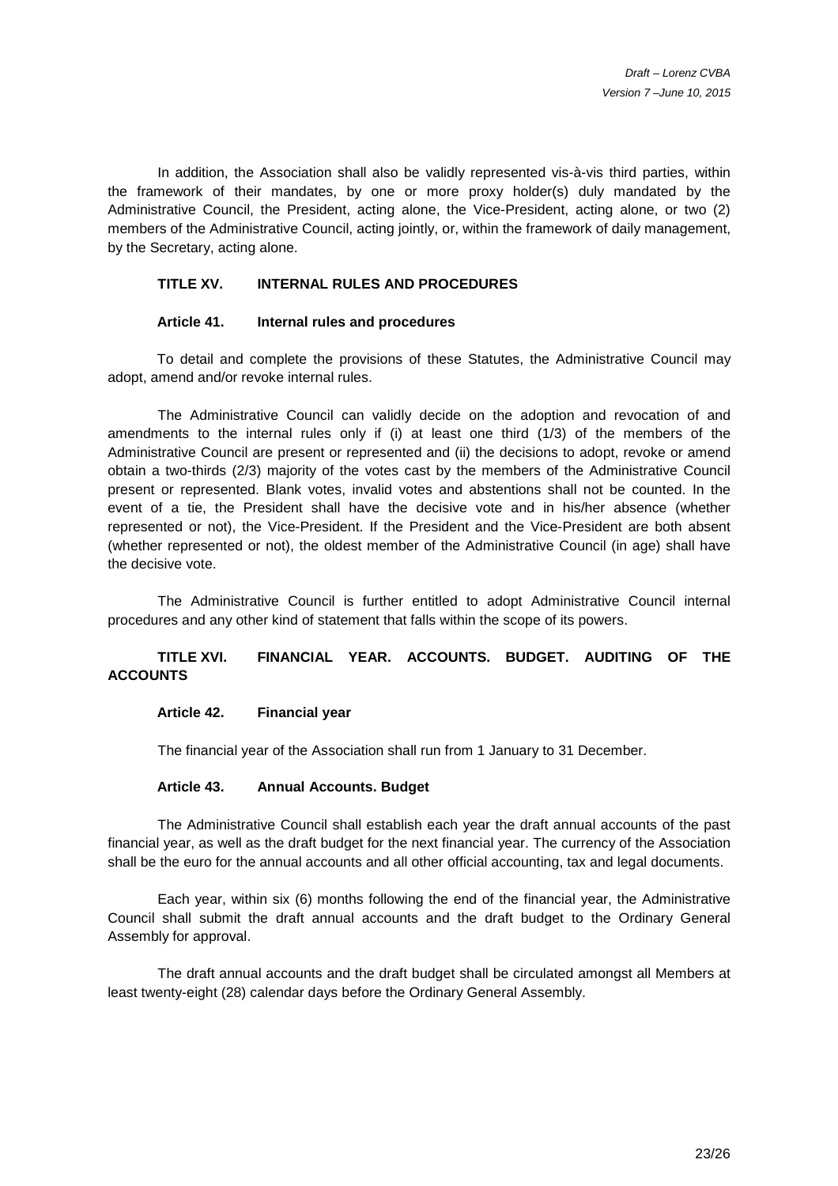In addition, the Association shall also be validly represented vis-à-vis third parties, within the framework of their mandates, by one or more proxy holder(s) duly mandated by the Administrative Council, the President, acting alone, the Vice-President, acting alone, or two (2) members of the Administrative Council, acting jointly, or, within the framework of daily management, by the Secretary, acting alone.

## TITLE XV. INTERNAL RULES AND PROCEDURES

### Article 41. Internal rules and procedures

To detail and complete the provisions of these Statutes, the Administrative Council may adopt, amend and/or revoke internal rules.

The Administrative Council can validly decide on the adoption and revocation of and amendments to the internal rules only if (i) at least one third (1/3) of the members of the Administrative Council are present or represented and (ii) the decisions to adopt, revoke or amend obtain a two-thirds (2/3) majority of the votes cast by the members of the Administrative Council present or represented. Blank votes, invalid votes and abstentions shall not be counted. In the event of a tie, the President shall have the decisive vote and in his/her absence (whether represented or not), the Vice-President. If the President and the Vice-President are both absent (whether represented or not), the oldest member of the Administrative Council (in age) shall have the decisive vote.

The Administrative Council is further entitled to adopt Administrative Council internal procedures and any other kind of statement that falls within the scope of its powers.

## TITLE XVI. FINANCIAL YEAR. ACCOUNTS. BUDGET. AUDITING OF THE ACCOUNTS

### Article 42. Financial year

The financial year of the Association shall run from 1 January to 31 December.

### Article 43. Annual Accounts. Budget

The Administrative Council shall establish each year the draft annual accounts of the past financial year, as well as the draft budget for the next financial year. The currency of the Association shall be the euro for the annual accounts and all other official accounting, tax and legal documents.

Each year, within six (6) months following the end of the financial year, the Administrative Council shall submit the draft annual accounts and the draft budget to the Ordinary General Assembly for approval.

The draft annual accounts and the draft budget shall be circulated amongst all Members at least twenty-eight (28) calendar days before the Ordinary General Assembly.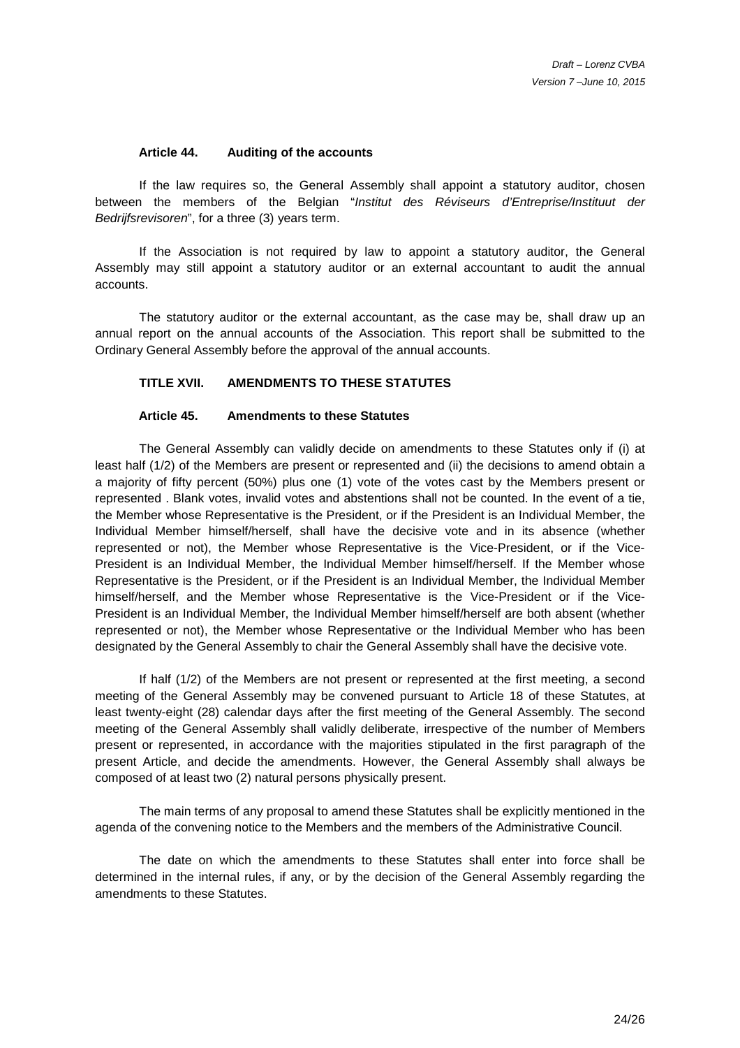#### Article 44. Auditing of the accounts

If the law requires so, the General Assembly shall appoint a statutory auditor, chosen between the members of the Belgian "*Institut des Réviseurs d'Entreprise/Instituut der Bedrijfsrevisoren*", for a three (3) years term.

If the Association is not required by law to appoint a statutory auditor, the General Assembly may still appoint a statutory auditor or an external accountant to audit the annual accounts.

The statutory auditor or the external accountant, as the case may be, shall draw up an annual report on the annual accounts of the Association. This report shall be submitted to the Ordinary General Assembly before the approval of the annual accounts.

### TITLE XVII. AMENDMENTS TO THESE STATUTES

#### Article 45. Amendments to these Statutes

The General Assembly can validly decide on amendments to these Statutes only if (i) at least half (1/2) of the Members are present or represented and (ii) the decisions to amend obtain a a majority of fifty percent (50%) plus one (1) vote of the votes cast by the Members present or represented . Blank votes, invalid votes and abstentions shall not be counted. In the event of a tie, the Member whose Representative is the President, or if the President is an Individual Member, the Individual Member himself/herself, shall have the decisive vote and in its absence (whether represented or not), the Member whose Representative is the Vice-President, or if the Vice-President is an Individual Member, the Individual Member himself/herself. If the Member whose Representative is the President, or if the President is an Individual Member, the Individual Member himself/herself, and the Member whose Representative is the Vice-President or if the Vice-President is an Individual Member, the Individual Member himself/herself are both absent (whether represented or not), the Member whose Representative or the Individual Member who has been designated by the General Assembly to chair the General Assembly shall have the decisive vote.

If half (1/2) of the Members are not present or represented at the first meeting, a second meeting of the General Assembly may be convened pursuant to Article 18 of these Statutes, at least twenty-eight (28) calendar days after the first meeting of the General Assembly. The second meeting of the General Assembly shall validly deliberate, irrespective of the number of Members present or represented, in accordance with the majorities stipulated in the first paragraph of the present Article, and decide the amendments. However, the General Assembly shall always be composed of at least two (2) natural persons physically present.

The main terms of any proposal to amend these Statutes shall be explicitly mentioned in the agenda of the convening notice to the Members and the members of the Administrative Council.

The date on which the amendments to these Statutes shall enter into force shall be determined in the internal rules, if any, or by the decision of the General Assembly regarding the amendments to these Statutes.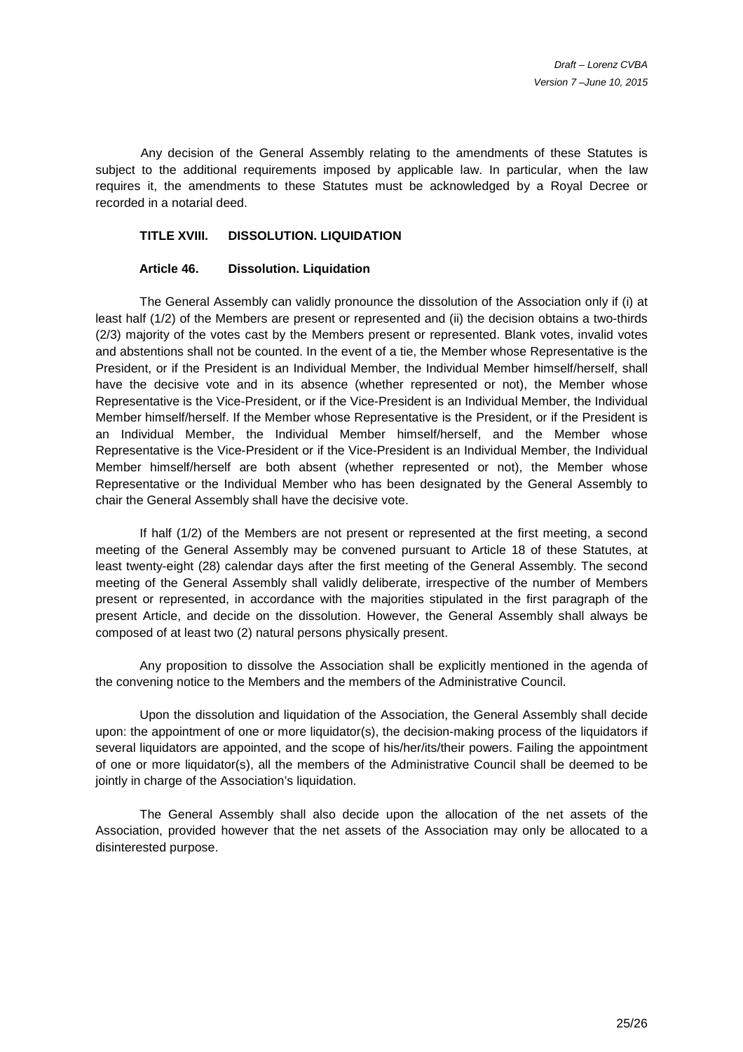Any decision of the General Assembly relating to the amendments of these Statutes is subject to the additional requirements imposed by applicable law. In particular, when the law requires it, the amendments to these Statutes must be acknowledged by a Royal Decree or recorded in a notarial deed.

## TITLE XVIII. DISSOLUTION. LIQUIDATION

### Article 46. Dissolution. Liquidation

The General Assembly can validly pronounce the dissolution of the Association only if (i) at least half (1/2) of the Members are present or represented and (ii) the decision obtains a two-thirds (2/3) majority of the votes cast by the Members present or represented. Blank votes, invalid votes and abstentions shall not be counted. In the event of a tie, the Member whose Representative is the President, or if the President is an Individual Member, the Individual Member himself/herself, shall have the decisive vote and in its absence (whether represented or not), the Member whose Representative is the Vice-President, or if the Vice-President is an Individual Member, the Individual Member himself/herself. If the Member whose Representative is the President, or if the President is an Individual Member, the Individual Member himself/herself, and the Member whose Representative is the Vice-President or if the Vice-President is an Individual Member, the Individual Member himself/herself are both absent (whether represented or not), the Member whose Representative or the Individual Member who has been designated by the General Assembly to chair the General Assembly shall have the decisive vote.

If half (1/2) of the Members are not present or represented at the first meeting, a second meeting of the General Assembly may be convened pursuant to Article 18 of these Statutes, at least twenty-eight (28) calendar days after the first meeting of the General Assembly. The second meeting of the General Assembly shall validly deliberate, irrespective of the number of Members present or represented, in accordance with the majorities stipulated in the first paragraph of the present Article, and decide on the dissolution. However, the General Assembly shall always be composed of at least two (2) natural persons physically present.

Any proposition to dissolve the Association shall be explicitly mentioned in the agenda of the convening notice to the Members and the members of the Administrative Council.

Upon the dissolution and liquidation of the Association, the General Assembly shall decide upon: the appointment of one or more liquidator(s), the decision-making process of the liquidators if several liquidators are appointed, and the scope of his/her/its/their powers. Failing the appointment of one or more liquidator(s), all the members of the Administrative Council shall be deemed to be jointly in charge of the Association's liquidation.

The General Assembly shall also decide upon the allocation of the net assets of the Association, provided however that the net assets of the Association may only be allocated to a disinterested purpose.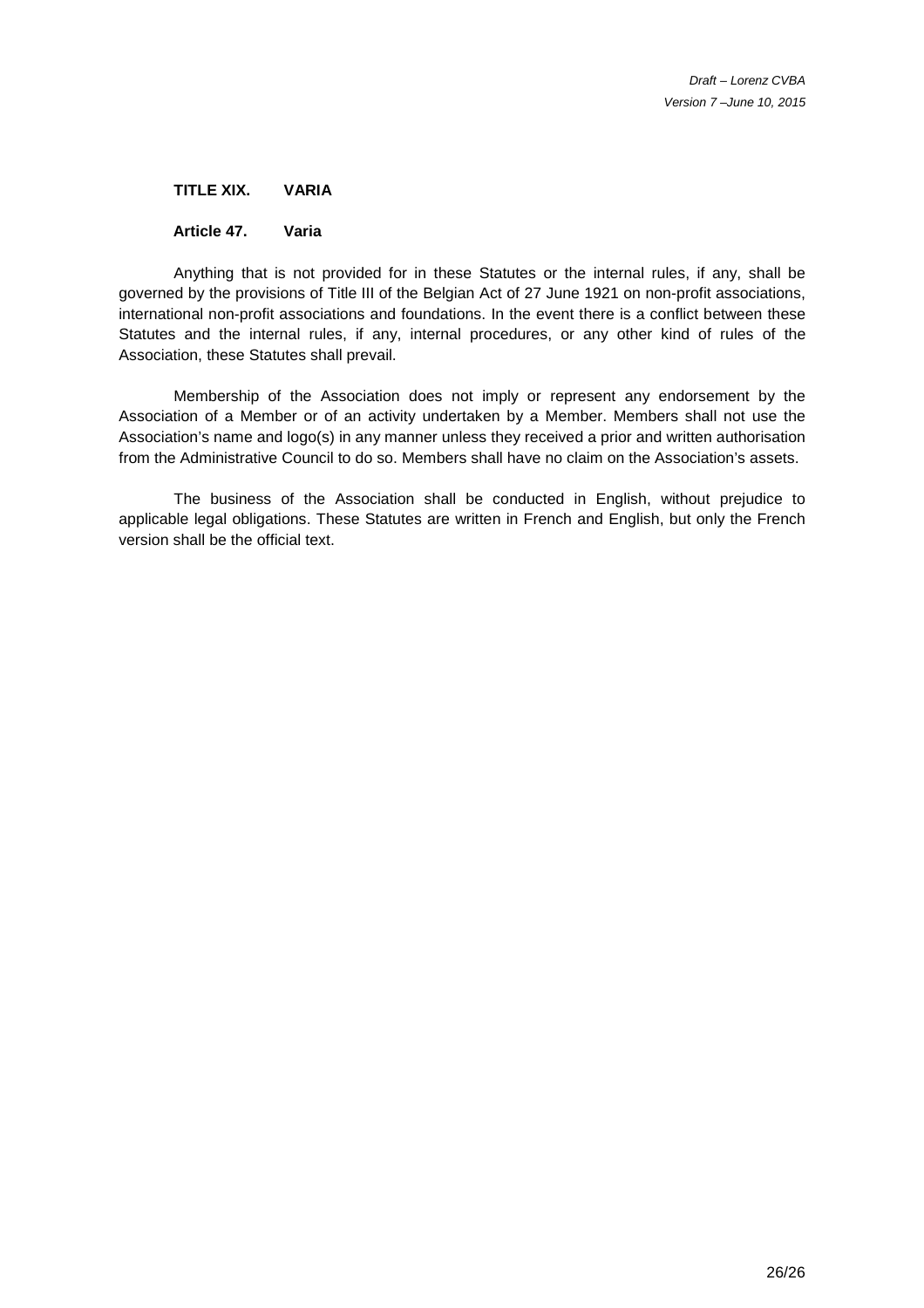## TITLE XIX. VARIA

### Article 47. Varia

Anything that is not provided for in these Statutes or the internal rules, if any, shall be governed by the provisions of Title III of the Belgian Act of 27 June 1921 on non-profit associations, international non-profit associations and foundations. In the event there is a conflict between these Statutes and the internal rules, if any, internal procedures, or any other kind of rules of the Association, these Statutes shall prevail.

Membership of the Association does not imply or represent any endorsement by the Association of a Member or of an activity undertaken by a Member. Members shall not use the Association's name and logo(s) in any manner unless they received a prior and written authorisation from the Administrative Council to do so. Members shall have no claim on the Association's assets.

The business of the Association shall be conducted in English, without prejudice to applicable legal obligations. These Statutes are written in French and English, but only the French version shall be the official text.